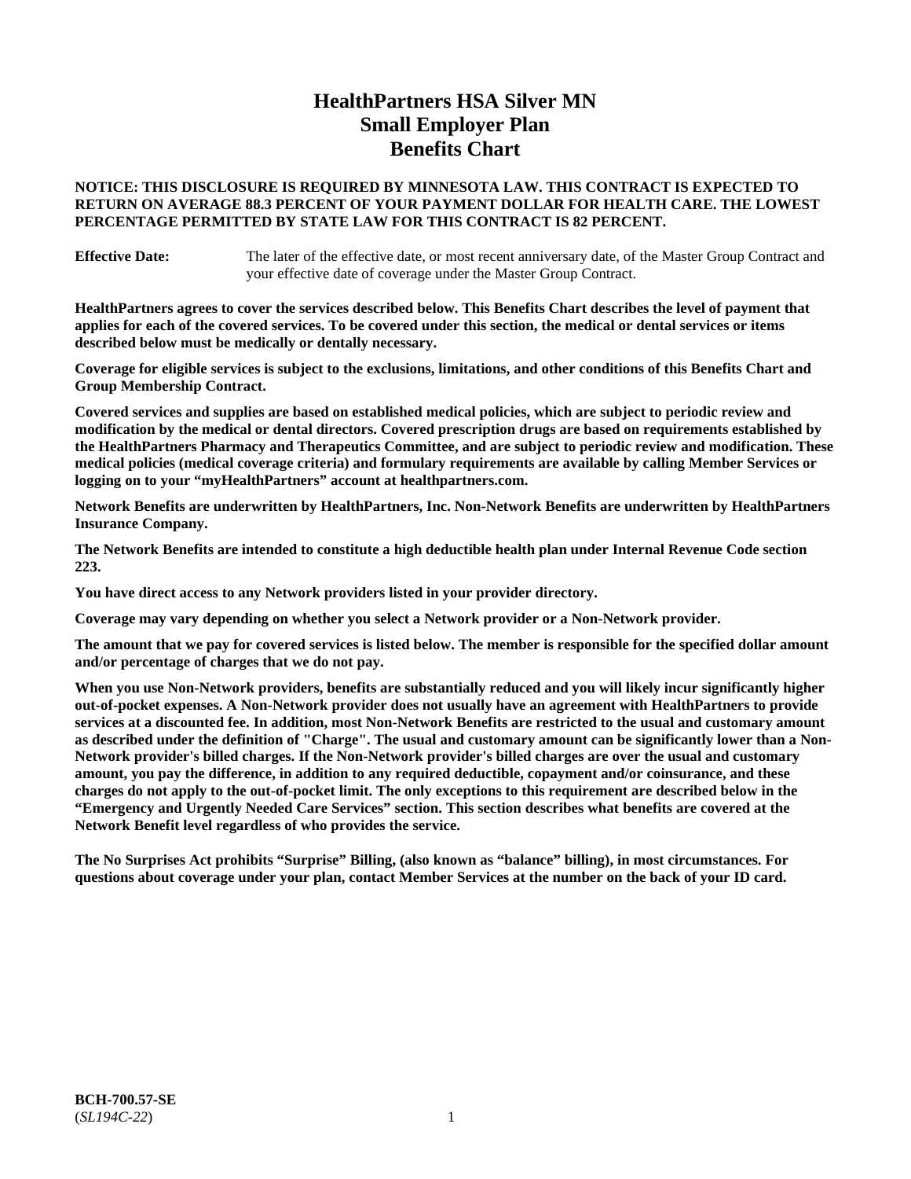# HealthPartners HSA Silver MN
# Small Employer Plan
# Benefits Chart

**NOTICE: THIS DISCLOSURE IS REQUIRED BY MINNESOTA LAW. THIS CONTRACT IS EXPECTED TO RETURN ON AVERAGE 88.3 PERCENT OF YOUR PAYMENT DOLLAR FOR HEALTH CARE. THE LOWEST PERCENTAGE PERMITTED BY STATE LAW FOR THIS CONTRACT IS 82 PERCENT.**

**Effective Date:** The later of the effective date, or most recent anniversary date, of the Master Group Contract and your effective date of coverage under the Master Group Contract.

**HealthPartners agrees to cover the services described below. This Benefits Chart describes the level of payment that applies for each of the covered services. To be covered under this section, the medical or dental services or items described below must be medically or dentally necessary.**

**Coverage for eligible services is subject to the exclusions, limitations, and other conditions of this Benefits Chart and Group Membership Contract.**

**Covered services and supplies are based on established medical policies, which are subject to periodic review and modification by the medical or dental directors. Covered prescription drugs are based on requirements established by the HealthPartners Pharmacy and Therapeutics Committee, and are subject to periodic review and modification. These medical policies (medical coverage criteria) and formulary requirements are available by calling Member Services or logging on to your "myHealthPartners" account at healthpartners.com.**

**Network Benefits are underwritten by HealthPartners, Inc. Non-Network Benefits are underwritten by HealthPartners Insurance Company.**

**The Network Benefits are intended to constitute a high deductible health plan under Internal Revenue Code section 223.**

**You have direct access to any Network providers listed in your provider directory.**

**Coverage may vary depending on whether you select a Network provider or a Non-Network provider.**

**The amount that we pay for covered services is listed below. The member is responsible for the specified dollar amount and/or percentage of charges that we do not pay.**

**When you use Non-Network providers, benefits are substantially reduced and you will likely incur significantly higher out-of-pocket expenses. A Non-Network provider does not usually have an agreement with HealthPartners to provide services at a discounted fee. In addition, most Non-Network Benefits are restricted to the usual and customary amount as described under the definition of "Charge". The usual and customary amount can be significantly lower than a Non-Network provider's billed charges. If the Non-Network provider's billed charges are over the usual and customary amount, you pay the difference, in addition to any required deductible, copayment and/or coinsurance, and these charges do not apply to the out-of-pocket limit. The only exceptions to this requirement are described below in the "Emergency and Urgently Needed Care Services" section. This section describes what benefits are covered at the Network Benefit level regardless of who provides the service.**

**The No Surprises Act prohibits "Surprise" Billing, (also known as "balance" billing), in most circumstances. For questions about coverage under your plan, contact Member Services at the number on the back of your ID card.**

**BCH-700.57-SE**
(*SL194C-22*)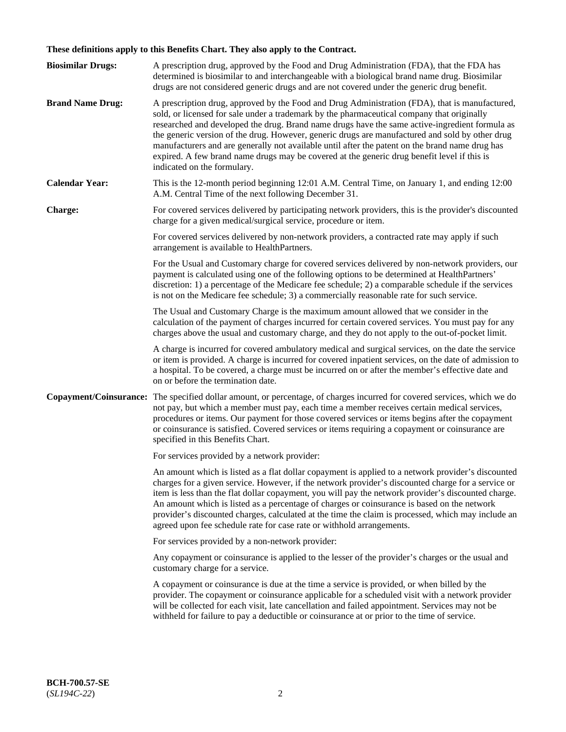**These definitions apply to this Benefits Chart. They also apply to the Contract.**

**Biosimilar Drugs:** A prescription drug, approved by the Food and Drug Administration (FDA), that the FDA has determined is biosimilar to and interchangeable with a biological brand name drug. Biosimilar drugs are not considered generic drugs and are not covered under the generic drug benefit.

**Brand Name Drug:** A prescription drug, approved by the Food and Drug Administration (FDA), that is manufactured, sold, or licensed for sale under a trademark by the pharmaceutical company that originally researched and developed the drug. Brand name drugs have the same active-ingredient formula as the generic version of the drug. However, generic drugs are manufactured and sold by other drug manufacturers and are generally not available until after the patent on the brand name drug has expired. A few brand name drugs may be covered at the generic drug benefit level if this is indicated on the formulary.

**Calendar Year:** This is the 12-month period beginning 12:01 A.M. Central Time, on January 1, and ending 12:00 A.M. Central Time of the next following December 31.

**Charge:** For covered services delivered by participating network providers, this is the provider's discounted charge for a given medical/surgical service, procedure or item.

For covered services delivered by non-network providers, a contracted rate may apply if such arrangement is available to HealthPartners.

For the Usual and Customary charge for covered services delivered by non-network providers, our payment is calculated using one of the following options to be determined at HealthPartners' discretion: 1) a percentage of the Medicare fee schedule; 2) a comparable schedule if the services is not on the Medicare fee schedule; 3) a commercially reasonable rate for such service.

The Usual and Customary Charge is the maximum amount allowed that we consider in the calculation of the payment of charges incurred for certain covered services. You must pay for any charges above the usual and customary charge, and they do not apply to the out-of-pocket limit.

A charge is incurred for covered ambulatory medical and surgical services, on the date the service or item is provided. A charge is incurred for covered inpatient services, on the date of admission to a hospital. To be covered, a charge must be incurred on or after the member's effective date and on or before the termination date.

**Copayment/Coinsurance:** The specified dollar amount, or percentage, of charges incurred for covered services, which we do not pay, but which a member must pay, each time a member receives certain medical services, procedures or items. Our payment for those covered services or items begins after the copayment or coinsurance is satisfied. Covered services or items requiring a copayment or coinsurance are specified in this Benefits Chart.

For services provided by a network provider:

An amount which is listed as a flat dollar copayment is applied to a network provider's discounted charges for a given service. However, if the network provider's discounted charge for a service or item is less than the flat dollar copayment, you will pay the network provider's discounted charge. An amount which is listed as a percentage of charges or coinsurance is based on the network provider's discounted charges, calculated at the time the claim is processed, which may include an agreed upon fee schedule rate for case rate or withhold arrangements.

For services provided by a non-network provider:

Any copayment or coinsurance is applied to the lesser of the provider's charges or the usual and customary charge for a service.

A copayment or coinsurance is due at the time a service is provided, or when billed by the provider. The copayment or coinsurance applicable for a scheduled visit with a network provider will be collected for each visit, late cancellation and failed appointment. Services may not be withheld for failure to pay a deductible or coinsurance at or prior to the time of service.

**BCH-700.57-SE**
(*SL194C-22*)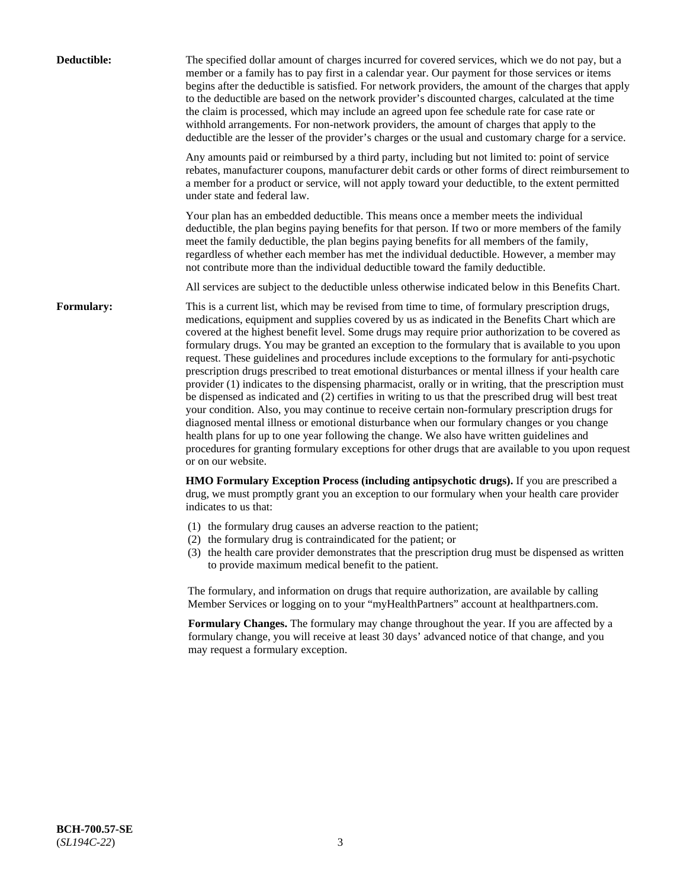**Deductible:** The specified dollar amount of charges incurred for covered services, which we do not pay, but a member or a family has to pay first in a calendar year. Our payment for those services or items begins after the deductible is satisfied. For network providers, the amount of the charges that apply to the deductible are based on the network provider's discounted charges, calculated at the time the claim is processed, which may include an agreed upon fee schedule rate for case rate or withhold arrangements. For non-network providers, the amount of charges that apply to the deductible are the lesser of the provider's charges or the usual and customary charge for a service.

Any amounts paid or reimbursed by a third party, including but not limited to: point of service rebates, manufacturer coupons, manufacturer debit cards or other forms of direct reimbursement to a member for a product or service, will not apply toward your deductible, to the extent permitted under state and federal law.

Your plan has an embedded deductible. This means once a member meets the individual deductible, the plan begins paying benefits for that person. If two or more members of the family meet the family deductible, the plan begins paying benefits for all members of the family, regardless of whether each member has met the individual deductible. However, a member may not contribute more than the individual deductible toward the family deductible.

All services are subject to the deductible unless otherwise indicated below in this Benefits Chart.

**Formulary:** This is a current list, which may be revised from time to time, of formulary prescription drugs, medications, equipment and supplies covered by us as indicated in the Benefits Chart which are covered at the highest benefit level. Some drugs may require prior authorization to be covered as formulary drugs. You may be granted an exception to the formulary that is available to you upon request. These guidelines and procedures include exceptions to the formulary for anti-psychotic prescription drugs prescribed to treat emotional disturbances or mental illness if your health care provider (1) indicates to the dispensing pharmacist, orally or in writing, that the prescription must be dispensed as indicated and (2) certifies in writing to us that the prescribed drug will best treat your condition. Also, you may continue to receive certain non-formulary prescription drugs for diagnosed mental illness or emotional disturbance when our formulary changes or you change health plans for up to one year following the change. We also have written guidelines and procedures for granting formulary exceptions for other drugs that are available to you upon request or on our website.

**HMO Formulary Exception Process (including antipsychotic drugs).** If you are prescribed a drug, we must promptly grant you an exception to our formulary when your health care provider indicates to us that:

(1) the formulary drug causes an adverse reaction to the patient;
(2) the formulary drug is contraindicated for the patient; or
(3) the health care provider demonstrates that the prescription drug must be dispensed as written to provide maximum medical benefit to the patient.

The formulary, and information on drugs that require authorization, are available by calling Member Services or logging on to your "myHealthPartners" account at healthpartners.com.

**Formulary Changes.** The formulary may change throughout the year. If you are affected by a formulary change, you will receive at least 30 days' advanced notice of that change, and you may request a formulary exception.

**BCH-700.57-SE**
(*SL194C-22*)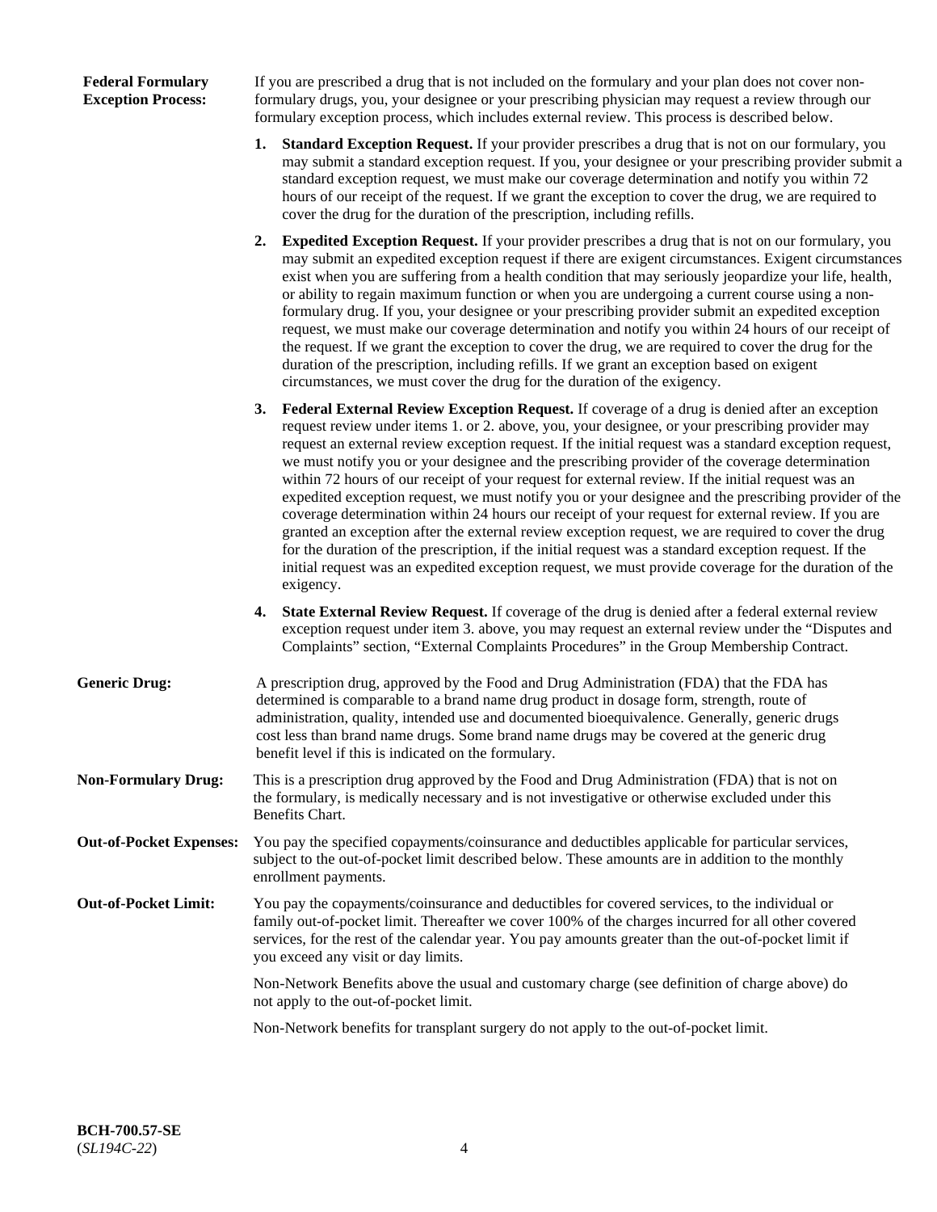**Federal Formulary Exception Process:** If you are prescribed a drug that is not included on the formulary and your plan does not cover non-formulary drugs, you, your designee or your prescribing physician may request a review through our formulary exception process, which includes external review. This process is described below.

1. **Standard Exception Request.** If your provider prescribes a drug that is not on our formulary, you may submit a standard exception request. If you, your designee or your prescribing provider submit a standard exception request, we must make our coverage determination and notify you within 72 hours of our receipt of the request. If we grant the exception to cover the drug, we are required to cover the drug for the duration of the prescription, including refills.

2. **Expedited Exception Request.** If your provider prescribes a drug that is not on our formulary, you may submit an expedited exception request if there are exigent circumstances. Exigent circumstances exist when you are suffering from a health condition that may seriously jeopardize your life, health, or ability to regain maximum function or when you are undergoing a current course using a non-formulary drug. If you, your designee or your prescribing provider submit an expedited exception request, we must make our coverage determination and notify you within 24 hours of our receipt of the request. If we grant the exception to cover the drug, we are required to cover the drug for the duration of the prescription, including refills. If we grant an exception based on exigent circumstances, we must cover the drug for the duration of the exigency.

3. **Federal External Review Exception Request.** If coverage of a drug is denied after an exception request review under items 1. or 2. above, you, your designee, or your prescribing provider may request an external review exception request. If the initial request was a standard exception request, we must notify you or your designee and the prescribing provider of the coverage determination within 72 hours of our receipt of your request for external review. If the initial request was an expedited exception request, we must notify you or your designee and the prescribing provider of the coverage determination within 24 hours our receipt of your request for external review. If you are granted an exception after the external review exception request, we are required to cover the drug for the duration of the prescription, if the initial request was a standard exception request. If the initial request was an expedited exception request, we must provide coverage for the duration of the exigency.

4. **State External Review Request.** If coverage of the drug is denied after a federal external review exception request under item 3. above, you may request an external review under the "Disputes and Complaints" section, "External Complaints Procedures" in the Group Membership Contract.

**Generic Drug:** A prescription drug, approved by the Food and Drug Administration (FDA) that the FDA has determined is comparable to a brand name drug product in dosage form, strength, route of administration, quality, intended use and documented bioequivalence. Generally, generic drugs cost less than brand name drugs. Some brand name drugs may be covered at the generic drug benefit level if this is indicated on the formulary.

**Non-Formulary Drug:** This is a prescription drug approved by the Food and Drug Administration (FDA) that is not on the formulary, is medically necessary and is not investigative or otherwise excluded under this Benefits Chart.

**Out-of-Pocket Expenses:** You pay the specified copayments/coinsurance and deductibles applicable for particular services, subject to the out-of-pocket limit described below. These amounts are in addition to the monthly enrollment payments.

**Out-of-Pocket Limit:** You pay the copayments/coinsurance and deductibles for covered services, to the individual or family out-of-pocket limit. Thereafter we cover 100% of the charges incurred for all other covered services, for the rest of the calendar year. You pay amounts greater than the out-of-pocket limit if you exceed any visit or day limits.

Non-Network Benefits above the usual and customary charge (see definition of charge above) do not apply to the out-of-pocket limit.

Non-Network benefits for transplant surgery do not apply to the out-of-pocket limit.

**BCH-700.57-SE**
(*SL194C-22*)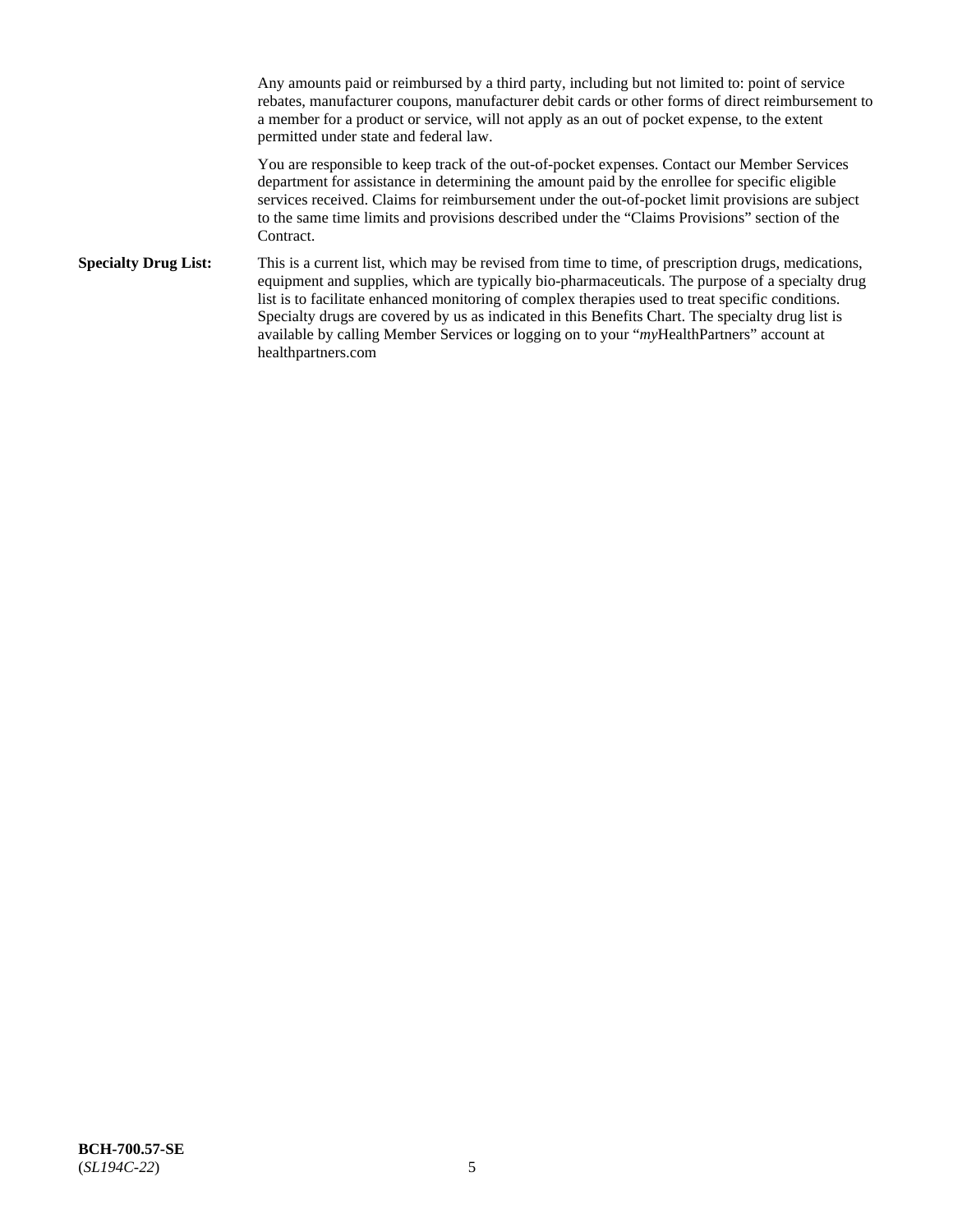Any amounts paid or reimbursed by a third party, including but not limited to: point of service rebates, manufacturer coupons, manufacturer debit cards or other forms of direct reimbursement to a member for a product or service, will not apply as an out of pocket expense, to the extent permitted under state and federal law.

You are responsible to keep track of the out-of-pocket expenses. Contact our Member Services department for assistance in determining the amount paid by the enrollee for specific eligible services received. Claims for reimbursement under the out-of-pocket limit provisions are subject to the same time limits and provisions described under the “Claims Provisions” section of the Contract.

**Specialty Drug List:** This is a current list, which may be revised from time to time, of prescription drugs, medications, equipment and supplies, which are typically bio-pharmaceuticals. The purpose of a specialty drug list is to facilitate enhanced monitoring of complex therapies used to treat specific conditions. Specialty drugs are covered by us as indicated in this Benefits Chart. The specialty drug list is available by calling Member Services or logging on to your “*my*HealthPartners” account at healthpartners.com

**BCH-700.57-SE**
(*SL194C-22*)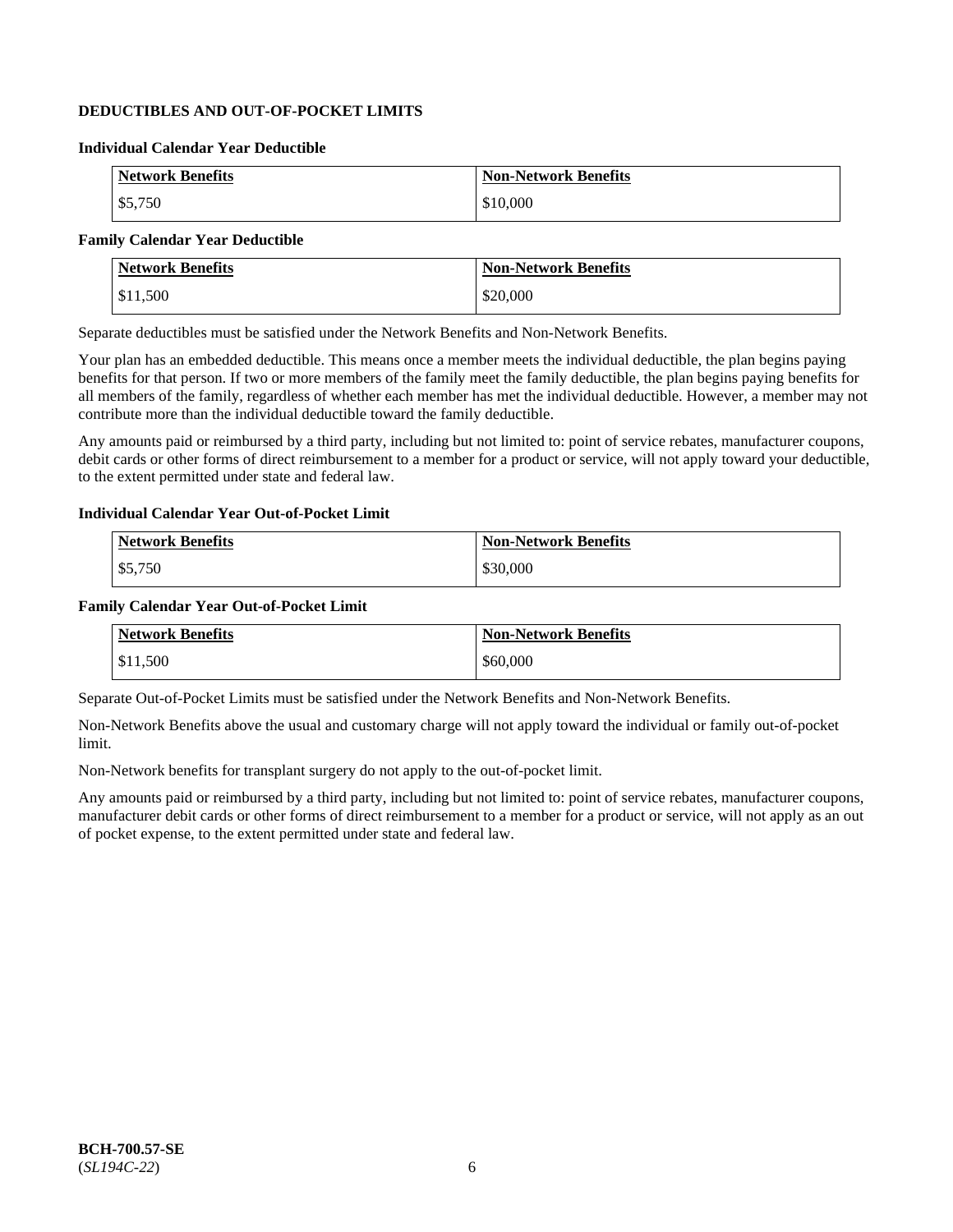## DEDUCTIBLES AND OUT-OF-POCKET LIMITS

### Individual Calendar Year Deductible

| Network Benefits | Non-Network Benefits |
|---|---|
| $5,750 | $10,000 |

### Family Calendar Year Deductible

| Network Benefits | Non-Network Benefits |
|---|---|
| $11,500 | $20,000 |

Separate deductibles must be satisfied under the Network Benefits and Non-Network Benefits.

Your plan has an embedded deductible. This means once a member meets the individual deductible, the plan begins paying benefits for that person. If two or more members of the family meet the family deductible, the plan begins paying benefits for all members of the family, regardless of whether each member has met the individual deductible. However, a member may not contribute more than the individual deductible toward the family deductible.

Any amounts paid or reimbursed by a third party, including but not limited to: point of service rebates, manufacturer coupons, debit cards or other forms of direct reimbursement to a member for a product or service, will not apply toward your deductible, to the extent permitted under state and federal law.

### Individual Calendar Year Out-of-Pocket Limit

| Network Benefits | Non-Network Benefits |
|---|---|
| $5,750 | $30,000 |

### Family Calendar Year Out-of-Pocket Limit

| Network Benefits | Non-Network Benefits |
|---|---|
| $11,500 | $60,000 |

Separate Out-of-Pocket Limits must be satisfied under the Network Benefits and Non-Network Benefits.

Non-Network Benefits above the usual and customary charge will not apply toward the individual or family out-of-pocket limit.

Non-Network benefits for transplant surgery do not apply to the out-of-pocket limit.

Any amounts paid or reimbursed by a third party, including but not limited to: point of service rebates, manufacturer coupons, manufacturer debit cards or other forms of direct reimbursement to a member for a product or service, will not apply as an out of pocket expense, to the extent permitted under state and federal law.

**BCH-700.57-SE**
(*SL194C-22*)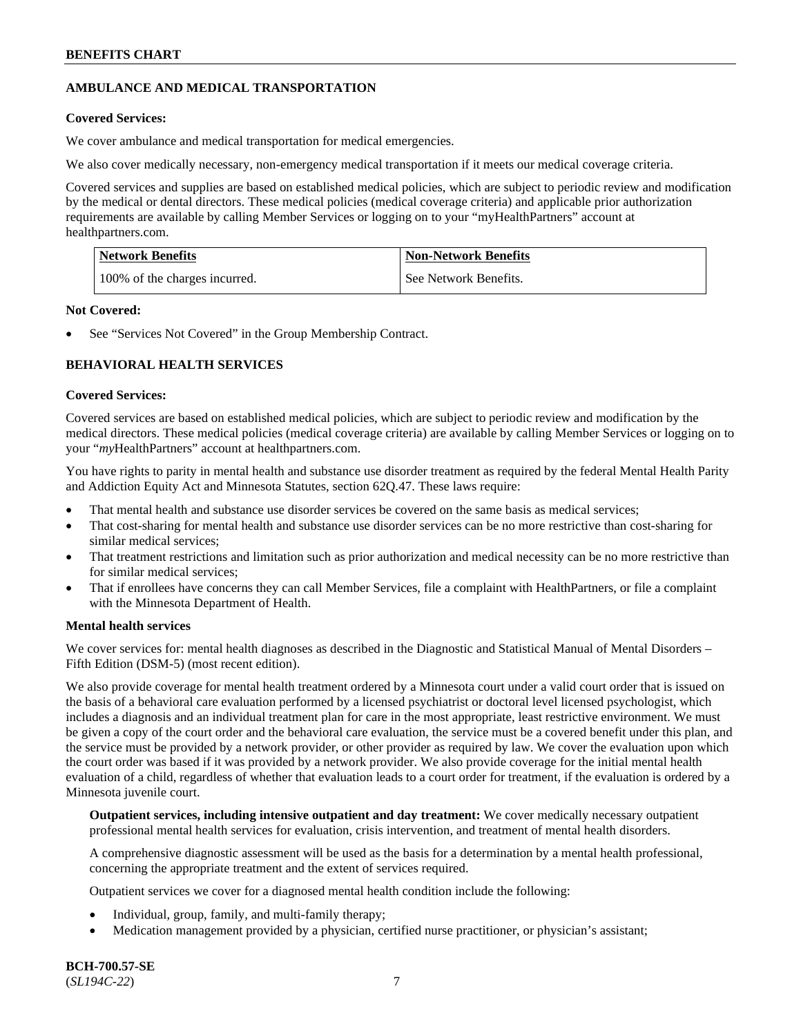## AMBULANCE AND MEDICAL TRANSPORTATION

**Covered Services:**

We cover ambulance and medical transportation for medical emergencies.

We also cover medically necessary, non-emergency medical transportation if it meets our medical coverage criteria.

Covered services and supplies are based on established medical policies, which are subject to periodic review and modification by the medical or dental directors. These medical policies (medical coverage criteria) and applicable prior authorization requirements are available by calling Member Services or logging on to your "myHealthPartners" account at healthpartners.com.

| Network Benefits | Non-Network Benefits |
| --- | --- |
| 100% of the charges incurred. | See Network Benefits. |

**Not Covered:**

- See "Services Not Covered" in the Group Membership Contract.

## BEHAVIORAL HEALTH SERVICES

**Covered Services:**

Covered services are based on established medical policies, which are subject to periodic review and modification by the medical directors. These medical policies (medical coverage criteria) are available by calling Member Services or logging on to your "*my*HealthPartners" account at healthpartners.com.

You have rights to parity in mental health and substance use disorder treatment as required by the federal Mental Health Parity and Addiction Equity Act and Minnesota Statutes, section 62Q.47. These laws require:

- That mental health and substance use disorder services be covered on the same basis as medical services;
- That cost-sharing for mental health and substance use disorder services can be no more restrictive than cost-sharing for similar medical services;
- That treatment restrictions and limitation such as prior authorization and medical necessity can be no more restrictive than for similar medical services;
- That if enrollees have concerns they can call Member Services, file a complaint with HealthPartners, or file a complaint with the Minnesota Department of Health.

**Mental health services**

We cover services for: mental health diagnoses as described in the Diagnostic and Statistical Manual of Mental Disorders – Fifth Edition (DSM-5) (most recent edition).

We also provide coverage for mental health treatment ordered by a Minnesota court under a valid court order that is issued on the basis of a behavioral care evaluation performed by a licensed psychiatrist or doctoral level licensed psychologist, which includes a diagnosis and an individual treatment plan for care in the most appropriate, least restrictive environment. We must be given a copy of the court order and the behavioral care evaluation, the service must be a covered benefit under this plan, and the service must be provided by a network provider, or other provider as required by law. We cover the evaluation upon which the court order was based if it was provided by a network provider. We also provide coverage for the initial mental health evaluation of a child, regardless of whether that evaluation leads to a court order for treatment, if the evaluation is ordered by a Minnesota juvenile court.

**Outpatient services, including intensive outpatient and day treatment:** We cover medically necessary outpatient professional mental health services for evaluation, crisis intervention, and treatment of mental health disorders.

A comprehensive diagnostic assessment will be used as the basis for a determination by a mental health professional, concerning the appropriate treatment and the extent of services required.

Outpatient services we cover for a diagnosed mental health condition include the following:

- Individual, group, family, and multi-family therapy;
- Medication management provided by a physician, certified nurse practitioner, or physician's assistant;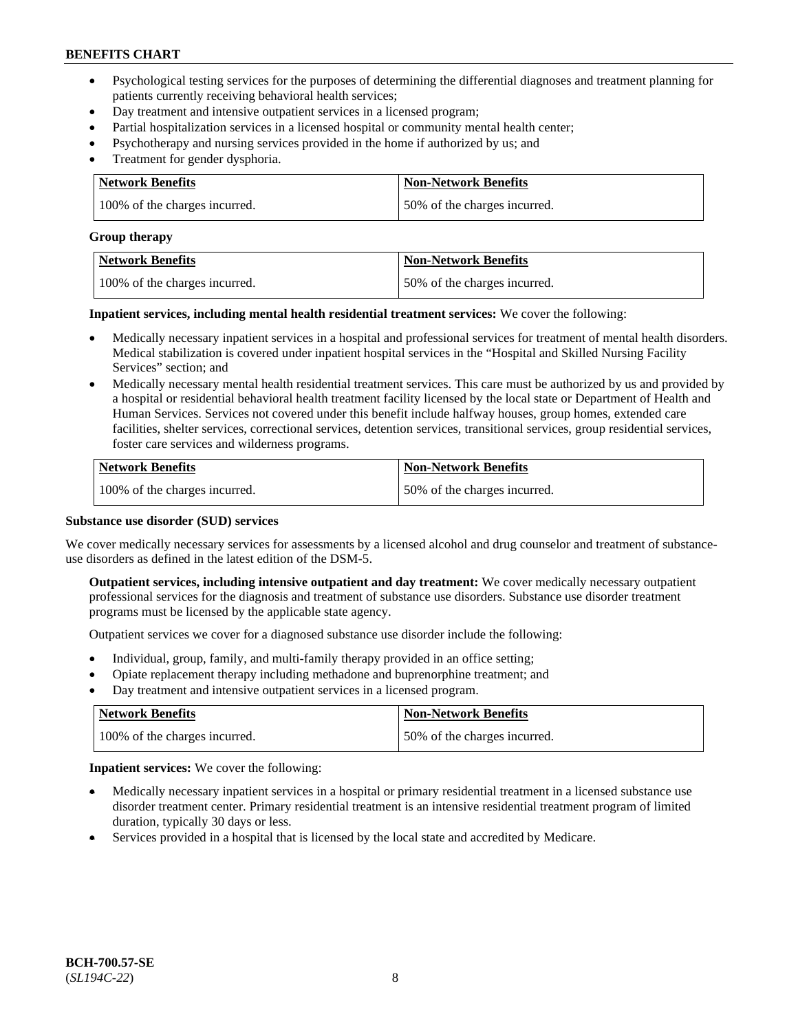- Psychological testing services for the purposes of determining the differential diagnoses and treatment planning for patients currently receiving behavioral health services;
- Day treatment and intensive outpatient services in a licensed program;
- Partial hospitalization services in a licensed hospital or community mental health center;
- Psychotherapy and nursing services provided in the home if authorized by us; and
- Treatment for gender dysphoria.

| Network Benefits | Non-Network Benefits |
| --- | --- |
| 100% of the charges incurred. | 50% of the charges incurred. |

**Group therapy**

| Network Benefits | Non-Network Benefits |
| --- | --- |
| 100% of the charges incurred. | 50% of the charges incurred. |

**Inpatient services, including mental health residential treatment services:** We cover the following:

- Medically necessary inpatient services in a hospital and professional services for treatment of mental health disorders. Medical stabilization is covered under inpatient hospital services in the "Hospital and Skilled Nursing Facility Services" section; and
- Medically necessary mental health residential treatment services. This care must be authorized by us and provided by a hospital or residential behavioral health treatment facility licensed by the local state or Department of Health and Human Services. Services not covered under this benefit include halfway houses, group homes, extended care facilities, shelter services, correctional services, detention services, transitional services, group residential services, foster care services and wilderness programs.

| Network Benefits | Non-Network Benefits |
| --- | --- |
| 100% of the charges incurred. | 50% of the charges incurred. |

**Substance use disorder (SUD) services**

We cover medically necessary services for assessments by a licensed alcohol and drug counselor and treatment of substance-use disorders as defined in the latest edition of the DSM-5.

**Outpatient services, including intensive outpatient and day treatment:** We cover medically necessary outpatient professional services for the diagnosis and treatment of substance use disorders. Substance use disorder treatment programs must be licensed by the applicable state agency.

Outpatient services we cover for a diagnosed substance use disorder include the following:

- Individual, group, family, and multi-family therapy provided in an office setting;
- Opiate replacement therapy including methadone and buprenorphine treatment; and
- Day treatment and intensive outpatient services in a licensed program.

| Network Benefits | Non-Network Benefits |
| --- | --- |
| 100% of the charges incurred. | 50% of the charges incurred. |

**Inpatient services:** We cover the following:

- Medically necessary inpatient services in a hospital or primary residential treatment in a licensed substance use disorder treatment center. Primary residential treatment is an intensive residential treatment program of limited duration, typically 30 days or less.
- Services provided in a hospital that is licensed by the local state and accredited by Medicare.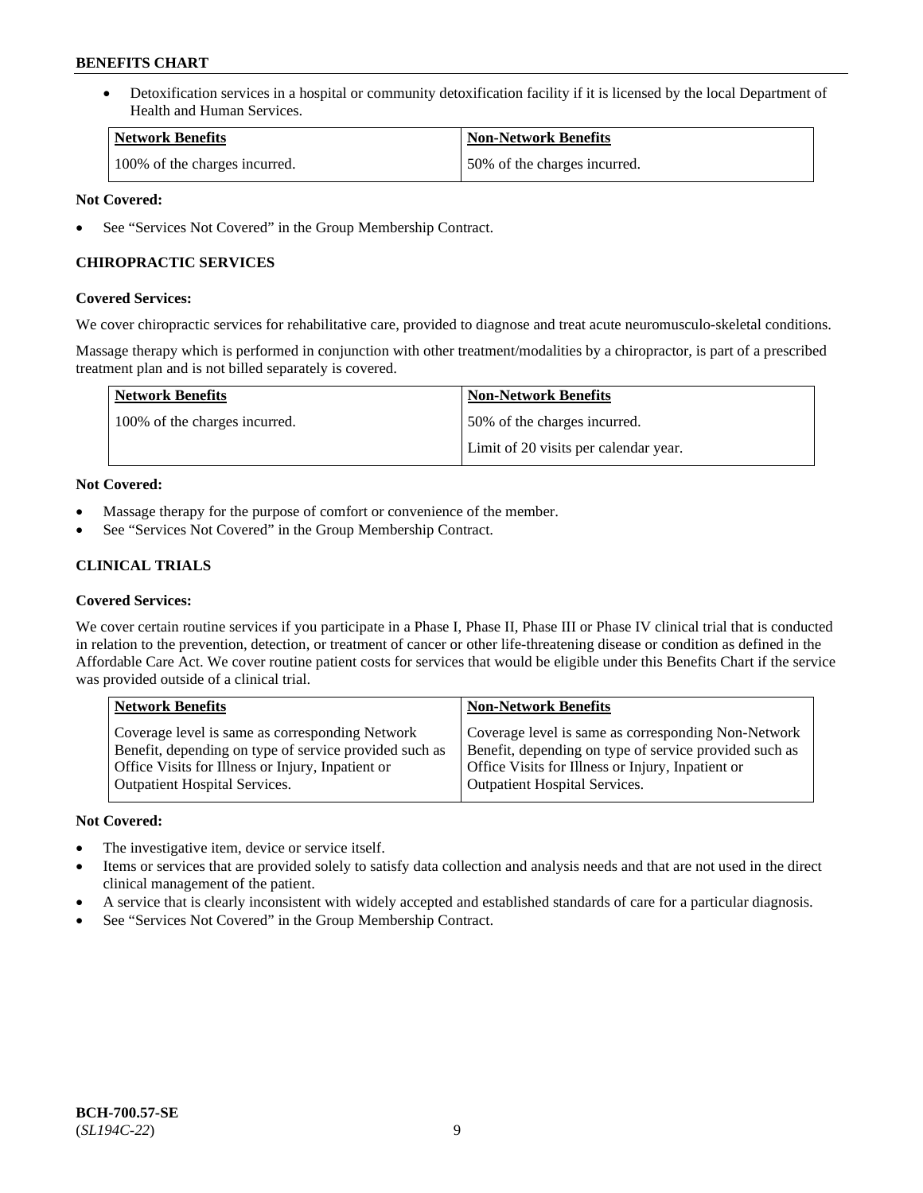- Detoxification services in a hospital or community detoxification facility if it is licensed by the local Department of Health and Human Services.

| Network Benefits | Non-Network Benefits |
|---|---|
| 100% of the charges incurred. | 50% of the charges incurred. |

**Not Covered:**

- See "Services Not Covered" in the Group Membership Contract.

### CHIROPRACTIC SERVICES

**Covered Services:**

We cover chiropractic services for rehabilitative care, provided to diagnose and treat acute neuromusculo-skeletal conditions.

Massage therapy which is performed in conjunction with other treatment/modalities by a chiropractor, is part of a prescribed treatment plan and is not billed separately is covered.

| Network Benefits | Non-Network Benefits |
|---|---|
| 100% of the charges incurred. | 50% of the charges incurred.<br>Limit of 20 visits per calendar year. |

**Not Covered:**

- Massage therapy for the purpose of comfort or convenience of the member.
- See "Services Not Covered" in the Group Membership Contract.

### CLINICAL TRIALS

**Covered Services:**

We cover certain routine services if you participate in a Phase I, Phase II, Phase III or Phase IV clinical trial that is conducted in relation to the prevention, detection, or treatment of cancer or other life-threatening disease or condition as defined in the Affordable Care Act. We cover routine patient costs for services that would be eligible under this Benefits Chart if the service was provided outside of a clinical trial.

| Network Benefits | Non-Network Benefits |
|---|---|
| Coverage level is same as corresponding Network Benefit, depending on type of service provided such as Office Visits for Illness or Injury, Inpatient or Outpatient Hospital Services. | Coverage level is same as corresponding Non-Network Benefit, depending on type of service provided such as Office Visits for Illness or Injury, Inpatient or Outpatient Hospital Services. |

**Not Covered:**

- The investigative item, device or service itself.
- Items or services that are provided solely to satisfy data collection and analysis needs and that are not used in the direct clinical management of the patient.
- A service that is clearly inconsistent with widely accepted and established standards of care for a particular diagnosis.
- See "Services Not Covered" in the Group Membership Contract.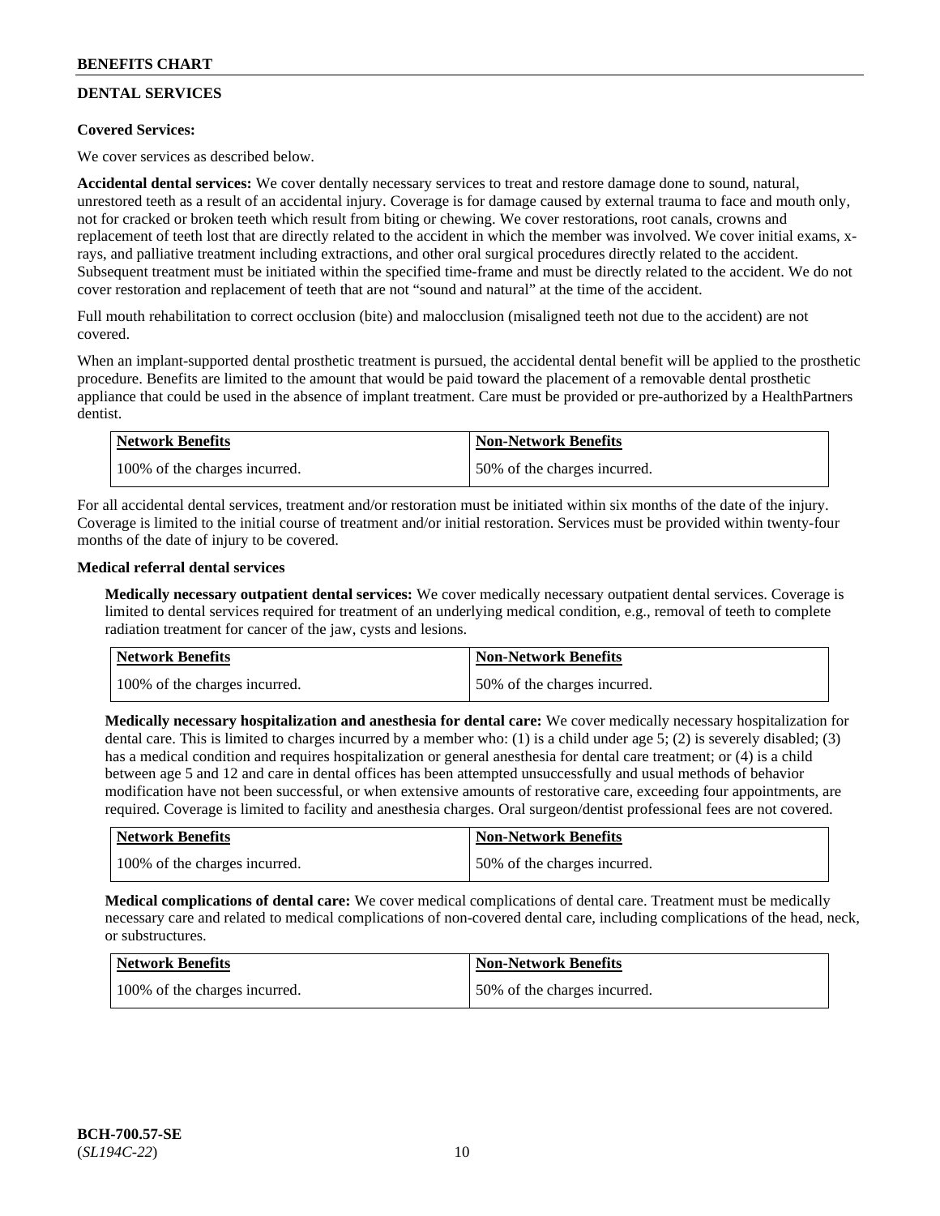## DENTAL SERVICES

**Covered Services:**

We cover services as described below.

**Accidental dental services:** We cover dentally necessary services to treat and restore damage done to sound, natural, unrestored teeth as a result of an accidental injury. Coverage is for damage caused by external trauma to face and mouth only, not for cracked or broken teeth which result from biting or chewing. We cover restorations, root canals, crowns and replacement of teeth lost that are directly related to the accident in which the member was involved. We cover initial exams, x-rays, and palliative treatment including extractions, and other oral surgical procedures directly related to the accident. Subsequent treatment must be initiated within the specified time-frame and must be directly related to the accident. We do not cover restoration and replacement of teeth that are not "sound and natural" at the time of the accident.

Full mouth rehabilitation to correct occlusion (bite) and malocclusion (misaligned teeth not due to the accident) are not covered.

When an implant-supported dental prosthetic treatment is pursued, the accidental dental benefit will be applied to the prosthetic procedure. Benefits are limited to the amount that would be paid toward the placement of a removable dental prosthetic appliance that could be used in the absence of implant treatment. Care must be provided or pre-authorized by a HealthPartners dentist.

| Network Benefits | Non-Network Benefits |
| --- | --- |
| 100% of the charges incurred. | 50% of the charges incurred. |

For all accidental dental services, treatment and/or restoration must be initiated within six months of the date of the injury. Coverage is limited to the initial course of treatment and/or initial restoration. Services must be provided within twenty-four months of the date of injury to be covered.

**Medical referral dental services**

**Medically necessary outpatient dental services:** We cover medically necessary outpatient dental services. Coverage is limited to dental services required for treatment of an underlying medical condition, e.g., removal of teeth to complete radiation treatment for cancer of the jaw, cysts and lesions.

| Network Benefits | Non-Network Benefits |
| --- | --- |
| 100% of the charges incurred. | 50% of the charges incurred. |

**Medically necessary hospitalization and anesthesia for dental care:** We cover medically necessary hospitalization for dental care. This is limited to charges incurred by a member who: (1) is a child under age 5; (2) is severely disabled; (3) has a medical condition and requires hospitalization or general anesthesia for dental care treatment; or (4) is a child between age 5 and 12 and care in dental offices has been attempted unsuccessfully and usual methods of behavior modification have not been successful, or when extensive amounts of restorative care, exceeding four appointments, are required. Coverage is limited to facility and anesthesia charges. Oral surgeon/dentist professional fees are not covered.

| Network Benefits | Non-Network Benefits |
| --- | --- |
| 100% of the charges incurred. | 50% of the charges incurred. |

**Medical complications of dental care:** We cover medical complications of dental care. Treatment must be medically necessary care and related to medical complications of non-covered dental care, including complications of the head, neck, or substructures.

| Network Benefits | Non-Network Benefits |
| --- | --- |
| 100% of the charges incurred. | 50% of the charges incurred. |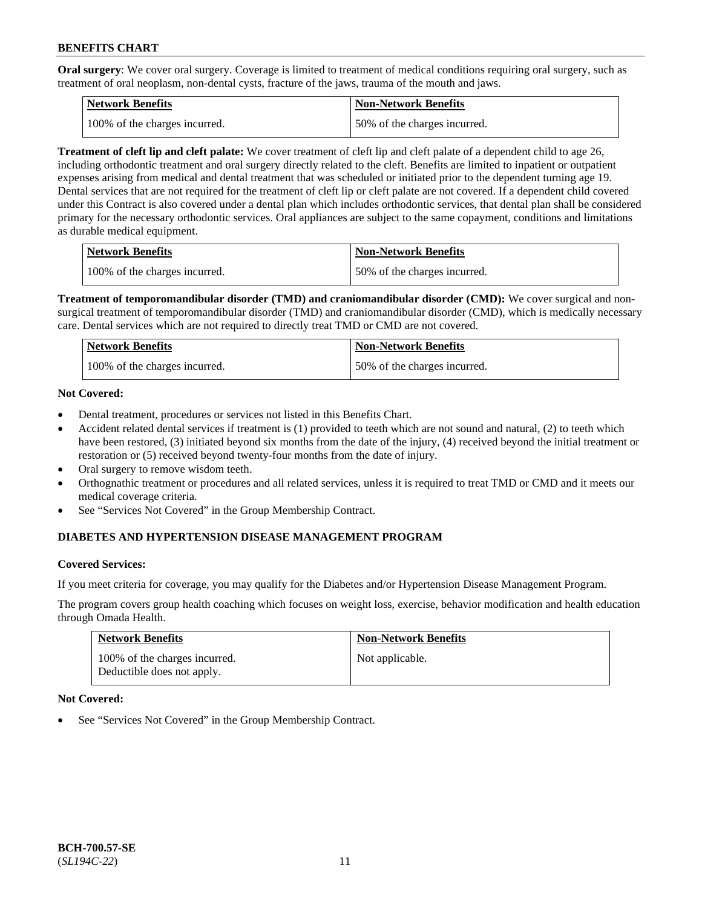**Oral surgery**: We cover oral surgery. Coverage is limited to treatment of medical conditions requiring oral surgery, such as treatment of oral neoplasm, non-dental cysts, fracture of the jaws, trauma of the mouth and jaws.

| Network Benefits | Non-Network Benefits |
| --- | --- |
| 100% of the charges incurred. | 50% of the charges incurred. |

**Treatment of cleft lip and cleft palate:** We cover treatment of cleft lip and cleft palate of a dependent child to age 26, including orthodontic treatment and oral surgery directly related to the cleft. Benefits are limited to inpatient or outpatient expenses arising from medical and dental treatment that was scheduled or initiated prior to the dependent turning age 19. Dental services that are not required for the treatment of cleft lip or cleft palate are not covered. If a dependent child covered under this Contract is also covered under a dental plan which includes orthodontic services, that dental plan shall be considered primary for the necessary orthodontic services. Oral appliances are subject to the same copayment, conditions and limitations as durable medical equipment.

| Network Benefits | Non-Network Benefits |
| --- | --- |
| 100% of the charges incurred. | 50% of the charges incurred. |

**Treatment of temporomandibular disorder (TMD) and craniomandibular disorder (CMD):** We cover surgical and non-surgical treatment of temporomandibular disorder (TMD) and craniomandibular disorder (CMD), which is medically necessary care. Dental services which are not required to directly treat TMD or CMD are not covered.

| Network Benefits | Non-Network Benefits |
| --- | --- |
| 100% of the charges incurred. | 50% of the charges incurred. |

**Not Covered:**

- Dental treatment, procedures or services not listed in this Benefits Chart.
- Accident related dental services if treatment is (1) provided to teeth which are not sound and natural, (2) to teeth which have been restored, (3) initiated beyond six months from the date of the injury, (4) received beyond the initial treatment or restoration or (5) received beyond twenty-four months from the date of injury.
- Oral surgery to remove wisdom teeth.
- Orthognathic treatment or procedures and all related services, unless it is required to treat TMD or CMD and it meets our medical coverage criteria.
- See "Services Not Covered" in the Group Membership Contract.

## DIABETES AND HYPERTENSION DISEASE MANAGEMENT PROGRAM

**Covered Services:**

If you meet criteria for coverage, you may qualify for the Diabetes and/or Hypertension Disease Management Program.

The program covers group health coaching which focuses on weight loss, exercise, behavior modification and health education through Omada Health.

| Network Benefits | Non-Network Benefits |
| --- | --- |
| 100% of the charges incurred.<br>Deductible does not apply. | Not applicable. |

**Not Covered:**

- See "Services Not Covered" in the Group Membership Contract.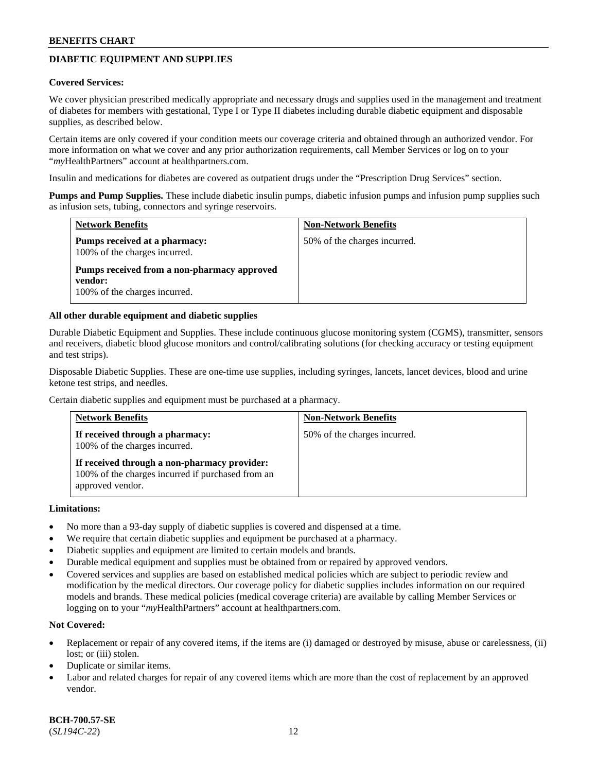## DIABETIC EQUIPMENT AND SUPPLIES

**Covered Services:**

We cover physician prescribed medically appropriate and necessary drugs and supplies used in the management and treatment of diabetes for members with gestational, Type I or Type II diabetes including durable diabetic equipment and disposable supplies, as described below.

Certain items are only covered if your condition meets our coverage criteria and obtained through an authorized vendor. For more information on what we cover and any prior authorization requirements, call Member Services or log on to your "*my*HealthPartners" account at healthpartners.com.

Insulin and medications for diabetes are covered as outpatient drugs under the "Prescription Drug Services" section.

**Pumps and Pump Supplies.** These include diabetic insulin pumps, diabetic infusion pumps and infusion pump supplies such as infusion sets, tubing, connectors and syringe reservoirs.

| Network Benefits | Non-Network Benefits |
|---|---|
| **Pumps received at a pharmacy:** 100% of the charges incurred. **Pumps received from a non-pharmacy approved vendor:** 100% of the charges incurred. | 50% of the charges incurred. |

**All other durable equipment and diabetic supplies**

Durable Diabetic Equipment and Supplies. These include continuous glucose monitoring system (CGMS), transmitter, sensors and receivers, diabetic blood glucose monitors and control/calibrating solutions (for checking accuracy or testing equipment and test strips).

Disposable Diabetic Supplies. These are one-time use supplies, including syringes, lancets, lancet devices, blood and urine ketone test strips, and needles.

Certain diabetic supplies and equipment must be purchased at a pharmacy.

| Network Benefits | Non-Network Benefits |
|---|---|
| **If received through a pharmacy:** 100% of the charges incurred. **If received through a non-pharmacy provider:** 100% of the charges incurred if purchased from an approved vendor. | 50% of the charges incurred. |

**Limitations:**

- No more than a 93-day supply of diabetic supplies is covered and dispensed at a time.
- We require that certain diabetic supplies and equipment be purchased at a pharmacy.
- Diabetic supplies and equipment are limited to certain models and brands.
- Durable medical equipment and supplies must be obtained from or repaired by approved vendors.
- Covered services and supplies are based on established medical policies which are subject to periodic review and modification by the medical directors. Our coverage policy for diabetic supplies includes information on our required models and brands. These medical policies (medical coverage criteria) are available by calling Member Services or logging on to your "*my*HealthPartners" account at healthpartners.com.

**Not Covered:**

- Replacement or repair of any covered items, if the items are (i) damaged or destroyed by misuse, abuse or carelessness, (ii) lost; or (iii) stolen.
- Duplicate or similar items.
- Labor and related charges for repair of any covered items which are more than the cost of replacement by an approved vendor.

**BCH-700.57-SE**
(*SL194C-22*)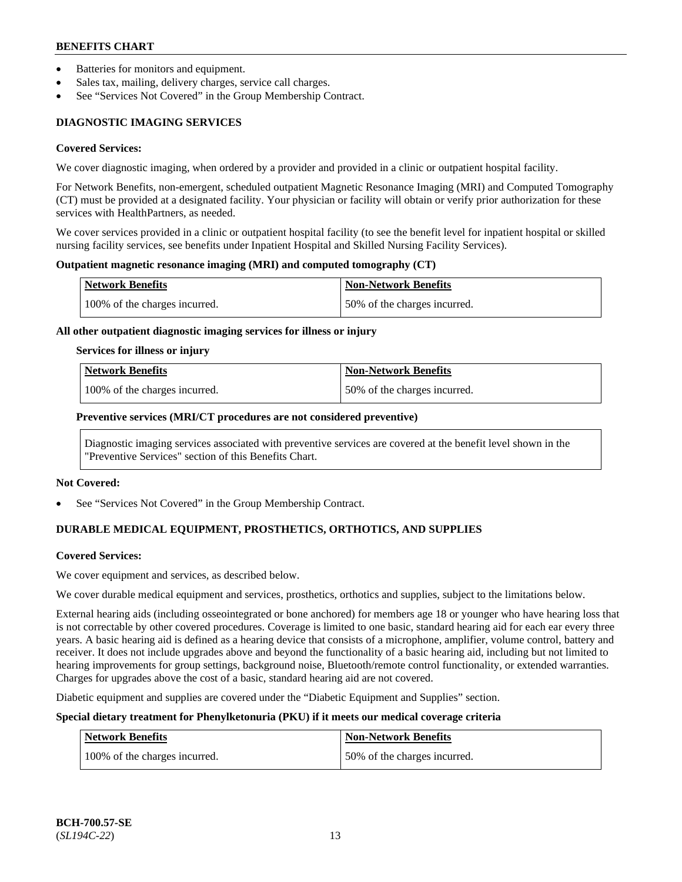- Batteries for monitors and equipment.
- Sales tax, mailing, delivery charges, service call charges.
- See "Services Not Covered" in the Group Membership Contract.

### DIAGNOSTIC IMAGING SERVICES

**Covered Services:**

We cover diagnostic imaging, when ordered by a provider and provided in a clinic or outpatient hospital facility.

For Network Benefits, non-emergent, scheduled outpatient Magnetic Resonance Imaging (MRI) and Computed Tomography (CT) must be provided at a designated facility. Your physician or facility will obtain or verify prior authorization for these services with HealthPartners, as needed.

We cover services provided in a clinic or outpatient hospital facility (to see the benefit level for inpatient hospital or skilled nursing facility services, see benefits under Inpatient Hospital and Skilled Nursing Facility Services).

**Outpatient magnetic resonance imaging (MRI) and computed tomography (CT)**

| Network Benefits | Non-Network Benefits |
|---|---|
| 100% of the charges incurred. | 50% of the charges incurred. |

**All other outpatient diagnostic imaging services for illness or injury**

**Services for illness or injury**

| Network Benefits | Non-Network Benefits |
|---|---|
| 100% of the charges incurred. | 50% of the charges incurred. |

**Preventive services (MRI/CT procedures are not considered preventive)**

Diagnostic imaging services associated with preventive services are covered at the benefit level shown in the "Preventive Services" section of this Benefits Chart.

**Not Covered:**

- See "Services Not Covered" in the Group Membership Contract.

### DURABLE MEDICAL EQUIPMENT, PROSTHETICS, ORTHOTICS, AND SUPPLIES

**Covered Services:**

We cover equipment and services, as described below.

We cover durable medical equipment and services, prosthetics, orthotics and supplies, subject to the limitations below.

External hearing aids (including osseointegrated or bone anchored) for members age 18 or younger who have hearing loss that is not correctable by other covered procedures. Coverage is limited to one basic, standard hearing aid for each ear every three years. A basic hearing aid is defined as a hearing device that consists of a microphone, amplifier, volume control, battery and receiver. It does not include upgrades above and beyond the functionality of a basic hearing aid, including but not limited to hearing improvements for group settings, background noise, Bluetooth/remote control functionality, or extended warranties. Charges for upgrades above the cost of a basic, standard hearing aid are not covered.

Diabetic equipment and supplies are covered under the "Diabetic Equipment and Supplies" section.

**Special dietary treatment for Phenylketonuria (PKU) if it meets our medical coverage criteria**

| Network Benefits | Non-Network Benefits |
|---|---|
| 100% of the charges incurred. | 50% of the charges incurred. |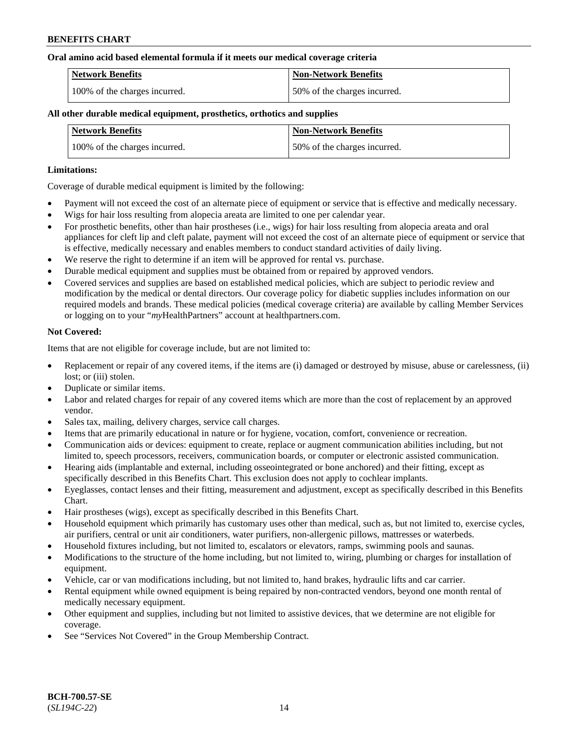**Oral amino acid based elemental formula if it meets our medical coverage criteria**

| Network Benefits | Non-Network Benefits |
|---|---|
| 100% of the charges incurred. | 50% of the charges incurred. |

**All other durable medical equipment, prosthetics, orthotics and supplies**

| Network Benefits | Non-Network Benefits |
|---|---|
| 100% of the charges incurred. | 50% of the charges incurred. |

**Limitations:**

Coverage of durable medical equipment is limited by the following:

- Payment will not exceed the cost of an alternate piece of equipment or service that is effective and medically necessary.
- Wigs for hair loss resulting from alopecia areata are limited to one per calendar year.
- For prosthetic benefits, other than hair prostheses (i.e., wigs) for hair loss resulting from alopecia areata and oral appliances for cleft lip and cleft palate, payment will not exceed the cost of an alternate piece of equipment or service that is effective, medically necessary and enables members to conduct standard activities of daily living.
- We reserve the right to determine if an item will be approved for rental vs. purchase.
- Durable medical equipment and supplies must be obtained from or repaired by approved vendors.
- Covered services and supplies are based on established medical policies, which are subject to periodic review and modification by the medical or dental directors. Our coverage policy for diabetic supplies includes information on our required models and brands. These medical policies (medical coverage criteria) are available by calling Member Services or logging on to your "*my*HealthPartners" account at healthpartners.com.

**Not Covered:**

Items that are not eligible for coverage include, but are not limited to:

- Replacement or repair of any covered items, if the items are (i) damaged or destroyed by misuse, abuse or carelessness, (ii) lost; or (iii) stolen.
- Duplicate or similar items.
- Labor and related charges for repair of any covered items which are more than the cost of replacement by an approved vendor.
- Sales tax, mailing, delivery charges, service call charges.
- Items that are primarily educational in nature or for hygiene, vocation, comfort, convenience or recreation.
- Communication aids or devices: equipment to create, replace or augment communication abilities including, but not limited to, speech processors, receivers, communication boards, or computer or electronic assisted communication.
- Hearing aids (implantable and external, including osseointegrated or bone anchored) and their fitting, except as specifically described in this Benefits Chart. This exclusion does not apply to cochlear implants.
- Eyeglasses, contact lenses and their fitting, measurement and adjustment, except as specifically described in this Benefits Chart.
- Hair prostheses (wigs), except as specifically described in this Benefits Chart.
- Household equipment which primarily has customary uses other than medical, such as, but not limited to, exercise cycles, air purifiers, central or unit air conditioners, water purifiers, non-allergenic pillows, mattresses or waterbeds.
- Household fixtures including, but not limited to, escalators or elevators, ramps, swimming pools and saunas.
- Modifications to the structure of the home including, but not limited to, wiring, plumbing or charges for installation of equipment.
- Vehicle, car or van modifications including, but not limited to, hand brakes, hydraulic lifts and car carrier.
- Rental equipment while owned equipment is being repaired by non-contracted vendors, beyond one month rental of medically necessary equipment.
- Other equipment and supplies, including but not limited to assistive devices, that we determine are not eligible for coverage.
- See "Services Not Covered" in the Group Membership Contract.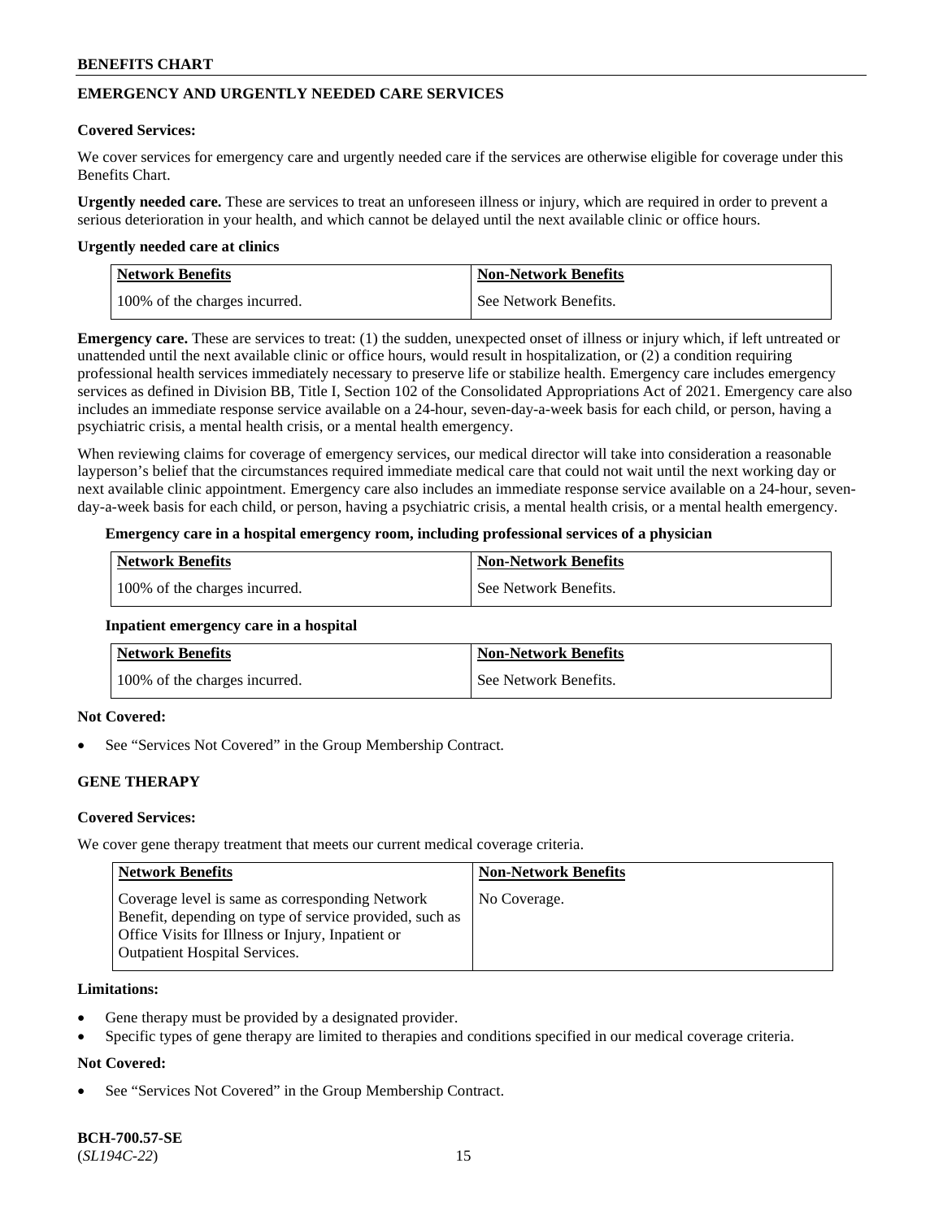## EMERGENCY AND URGENTLY NEEDED CARE SERVICES

**Covered Services:**

We cover services for emergency care and urgently needed care if the services are otherwise eligible for coverage under this Benefits Chart.

**Urgently needed care.** These are services to treat an unforeseen illness or injury, which are required in order to prevent a serious deterioration in your health, and which cannot be delayed until the next available clinic or office hours.

**Urgently needed care at clinics**

| Network Benefits | Non-Network Benefits |
|---|---|
| 100% of the charges incurred. | See Network Benefits. |

**Emergency care.** These are services to treat: (1) the sudden, unexpected onset of illness or injury which, if left untreated or unattended until the next available clinic or office hours, would result in hospitalization, or (2) a condition requiring professional health services immediately necessary to preserve life or stabilize health. Emergency care includes emergency services as defined in Division BB, Title I, Section 102 of the Consolidated Appropriations Act of 2021. Emergency care also includes an immediate response service available on a 24-hour, seven-day-a-week basis for each child, or person, having a psychiatric crisis, a mental health crisis, or a mental health emergency.

When reviewing claims for coverage of emergency services, our medical director will take into consideration a reasonable layperson's belief that the circumstances required immediate medical care that could not wait until the next working day or next available clinic appointment. Emergency care also includes an immediate response service available on a 24-hour, seven-day-a-week basis for each child, or person, having a psychiatric crisis, a mental health crisis, or a mental health emergency.

**Emergency care in a hospital emergency room, including professional services of a physician**

| Network Benefits | Non-Network Benefits |
|---|---|
| 100% of the charges incurred. | See Network Benefits. |

**Inpatient emergency care in a hospital**

| Network Benefits | Non-Network Benefits |
|---|---|
| 100% of the charges incurred. | See Network Benefits. |

**Not Covered:**

- See "Services Not Covered" in the Group Membership Contract.

## GENE THERAPY

**Covered Services:**

We cover gene therapy treatment that meets our current medical coverage criteria.

| Network Benefits | Non-Network Benefits |
|---|---|
| Coverage level is same as corresponding Network Benefit, depending on type of service provided, such as Office Visits for Illness or Injury, Inpatient or Outpatient Hospital Services. | No Coverage. |

**Limitations:**

- Gene therapy must be provided by a designated provider.
- Specific types of gene therapy are limited to therapies and conditions specified in our medical coverage criteria.

**Not Covered:**

- See "Services Not Covered" in the Group Membership Contract.

**BCH-700.57-SE**
(*SL194C-22*)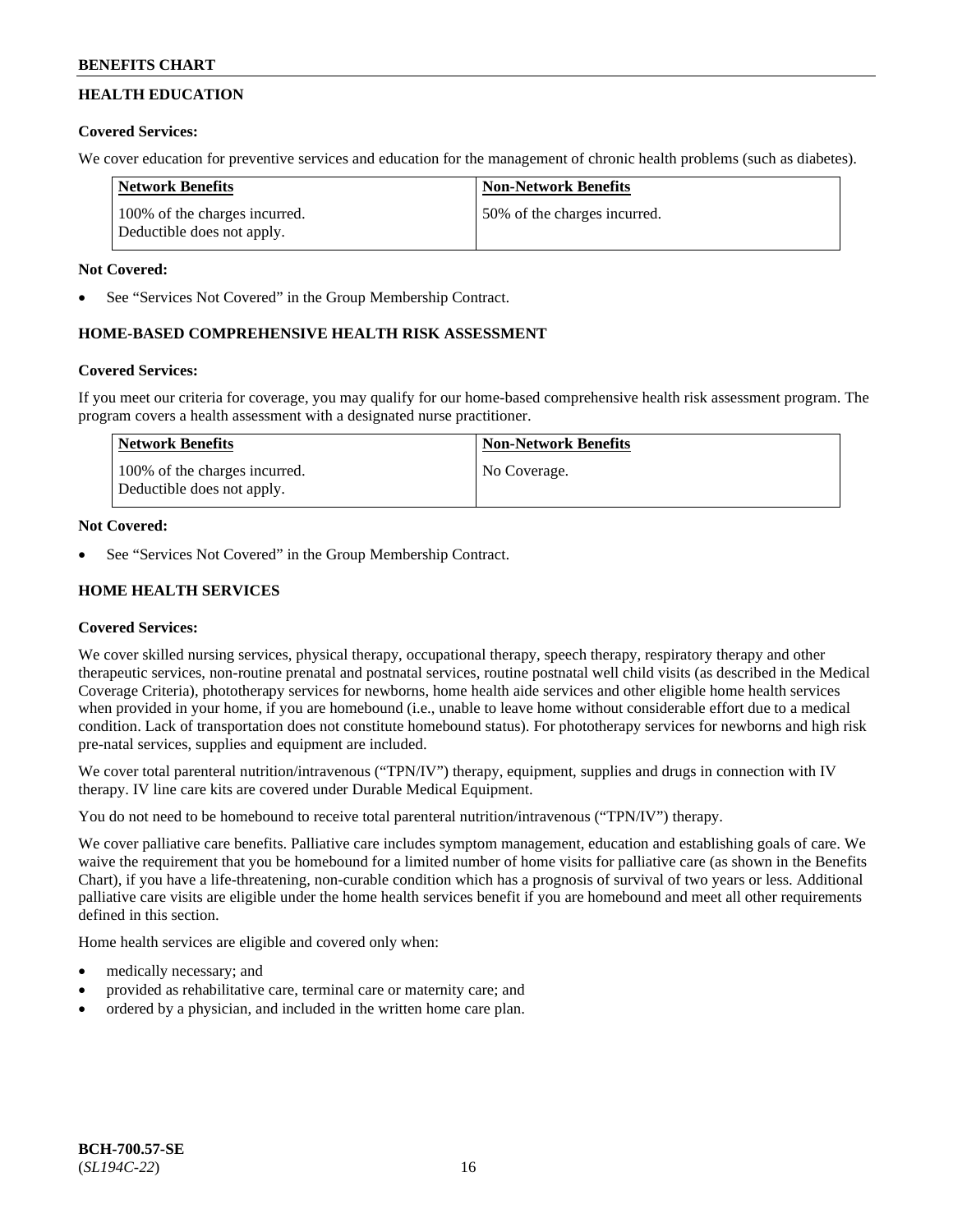## HEALTH EDUCATION

**Covered Services:**

We cover education for preventive services and education for the management of chronic health problems (such as diabetes).

| Network Benefits | Non-Network Benefits |
| --- | --- |
| 100% of the charges incurred. Deductible does not apply. | 50% of the charges incurred. |

**Not Covered:**

- See "Services Not Covered" in the Group Membership Contract.

## HOME-BASED COMPREHENSIVE HEALTH RISK ASSESSMENT

**Covered Services:**

If you meet our criteria for coverage, you may qualify for our home-based comprehensive health risk assessment program. The program covers a health assessment with a designated nurse practitioner.

| Network Benefits | Non-Network Benefits |
| --- | --- |
| 100% of the charges incurred. Deductible does not apply. | No Coverage. |

**Not Covered:**

- See "Services Not Covered" in the Group Membership Contract.

## HOME HEALTH SERVICES

**Covered Services:**

We cover skilled nursing services, physical therapy, occupational therapy, speech therapy, respiratory therapy and other therapeutic services, non-routine prenatal and postnatal services, routine postnatal well child visits (as described in the Medical Coverage Criteria), phototherapy services for newborns, home health aide services and other eligible home health services when provided in your home, if you are homebound (i.e., unable to leave home without considerable effort due to a medical condition. Lack of transportation does not constitute homebound status). For phototherapy services for newborns and high risk pre-natal services, supplies and equipment are included.

We cover total parenteral nutrition/intravenous ("TPN/IV") therapy, equipment, supplies and drugs in connection with IV therapy. IV line care kits are covered under Durable Medical Equipment.

You do not need to be homebound to receive total parenteral nutrition/intravenous ("TPN/IV") therapy.

We cover palliative care benefits. Palliative care includes symptom management, education and establishing goals of care. We waive the requirement that you be homebound for a limited number of home visits for palliative care (as shown in the Benefits Chart), if you have a life-threatening, non-curable condition which has a prognosis of survival of two years or less. Additional palliative care visits are eligible under the home health services benefit if you are homebound and meet all other requirements defined in this section.

Home health services are eligible and covered only when:

- medically necessary; and
- provided as rehabilitative care, terminal care or maternity care; and
- ordered by a physician, and included in the written home care plan.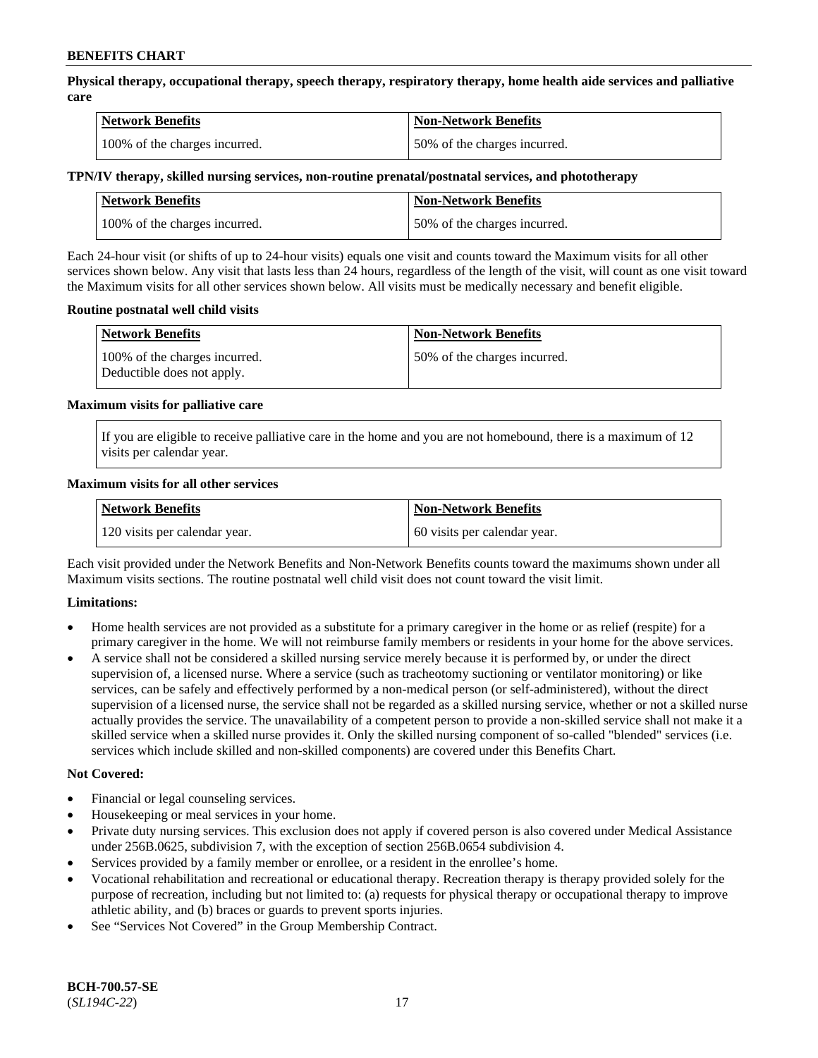**Physical therapy, occupational therapy, speech therapy, respiratory therapy, home health aide services and palliative care**

| Network Benefits | Non-Network Benefits |
|---|---|
| 100% of the charges incurred. | 50% of the charges incurred. |

**TPN/IV therapy, skilled nursing services, non-routine prenatal/postnatal services, and phototherapy**

| Network Benefits | Non-Network Benefits |
|---|---|
| 100% of the charges incurred. | 50% of the charges incurred. |

Each 24-hour visit (or shifts of up to 24-hour visits) equals one visit and counts toward the Maximum visits for all other services shown below. Any visit that lasts less than 24 hours, regardless of the length of the visit, will count as one visit toward the Maximum visits for all other services shown below. All visits must be medically necessary and benefit eligible.

**Routine postnatal well child visits**

| Network Benefits | Non-Network Benefits |
|---|---|
| 100% of the charges incurred. Deductible does not apply. | 50% of the charges incurred. |

**Maximum visits for palliative care**

If you are eligible to receive palliative care in the home and you are not homebound, there is a maximum of 12 visits per calendar year.

**Maximum visits for all other services**

| Network Benefits | Non-Network Benefits |
|---|---|
| 120 visits per calendar year. | 60 visits per calendar year. |

Each visit provided under the Network Benefits and Non-Network Benefits counts toward the maximums shown under all Maximum visits sections. The routine postnatal well child visit does not count toward the visit limit.

**Limitations:**

- Home health services are not provided as a substitute for a primary caregiver in the home or as relief (respite) for a primary caregiver in the home. We will not reimburse family members or residents in your home for the above services.
- A service shall not be considered a skilled nursing service merely because it is performed by, or under the direct supervision of, a licensed nurse. Where a service (such as tracheotomy suctioning or ventilator monitoring) or like services, can be safely and effectively performed by a non-medical person (or self-administered), without the direct supervision of a licensed nurse, the service shall not be regarded as a skilled nursing service, whether or not a skilled nurse actually provides the service. The unavailability of a competent person to provide a non-skilled service shall not make it a skilled service when a skilled nurse provides it. Only the skilled nursing component of so-called "blended" services (i.e. services which include skilled and non-skilled components) are covered under this Benefits Chart.

**Not Covered:**

- Financial or legal counseling services.
- Housekeeping or meal services in your home.
- Private duty nursing services. This exclusion does not apply if covered person is also covered under Medical Assistance under 256B.0625, subdivision 7, with the exception of section 256B.0654 subdivision 4.
- Services provided by a family member or enrollee, or a resident in the enrollee's home.
- Vocational rehabilitation and recreational or educational therapy. Recreation therapy is therapy provided solely for the purpose of recreation, including but not limited to: (a) requests for physical therapy or occupational therapy to improve athletic ability, and (b) braces or guards to prevent sports injuries.
- See "Services Not Covered" in the Group Membership Contract.

**BCH-700.57-SE**
(*SL194C-22*)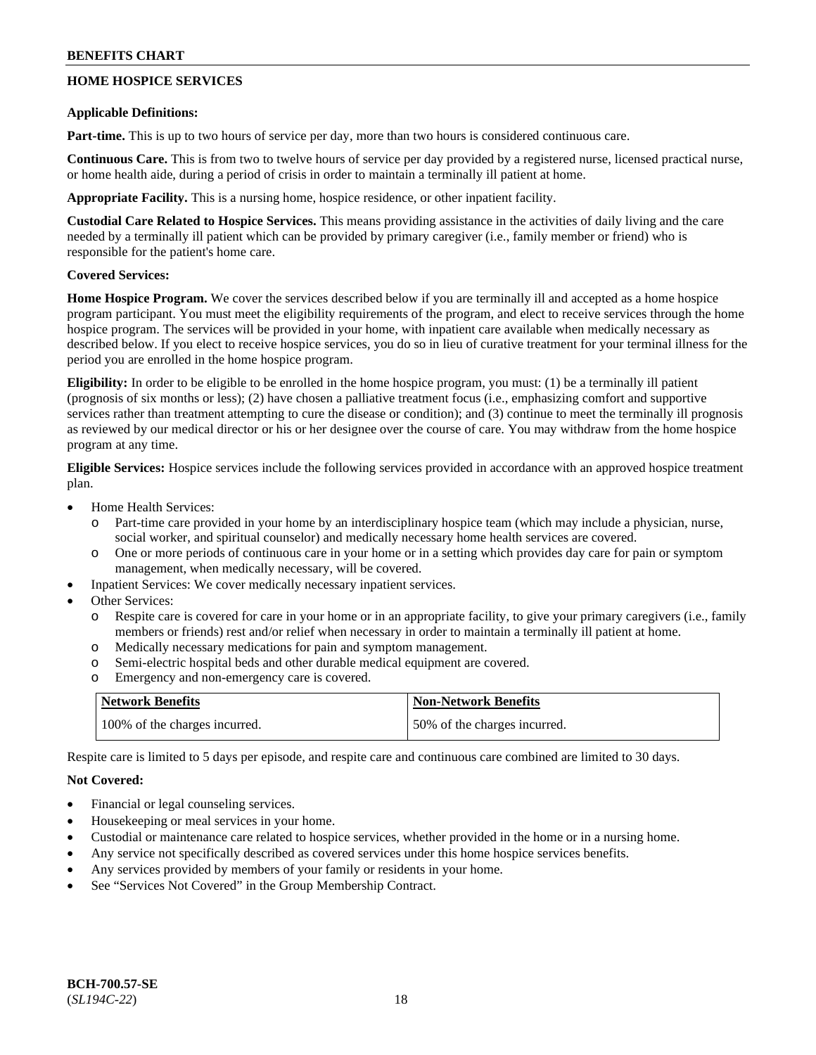## HOME HOSPICE SERVICES

**Applicable Definitions:**

**Part-time.** This is up to two hours of service per day, more than two hours is considered continuous care.

**Continuous Care.** This is from two to twelve hours of service per day provided by a registered nurse, licensed practical nurse, or home health aide, during a period of crisis in order to maintain a terminally ill patient at home.

**Appropriate Facility.** This is a nursing home, hospice residence, or other inpatient facility.

**Custodial Care Related to Hospice Services.** This means providing assistance in the activities of daily living and the care needed by a terminally ill patient which can be provided by primary caregiver (i.e., family member or friend) who is responsible for the patient's home care.

**Covered Services:**

**Home Hospice Program.** We cover the services described below if you are terminally ill and accepted as a home hospice program participant. You must meet the eligibility requirements of the program, and elect to receive services through the home hospice program. The services will be provided in your home, with inpatient care available when medically necessary as described below. If you elect to receive hospice services, you do so in lieu of curative treatment for your terminal illness for the period you are enrolled in the home hospice program.

**Eligibility:** In order to be eligible to be enrolled in the home hospice program, you must: (1) be a terminally ill patient (prognosis of six months or less); (2) have chosen a palliative treatment focus (i.e., emphasizing comfort and supportive services rather than treatment attempting to cure the disease or condition); and (3) continue to meet the terminally ill prognosis as reviewed by our medical director or his or her designee over the course of care. You may withdraw from the home hospice program at any time.

**Eligible Services:** Hospice services include the following services provided in accordance with an approved hospice treatment plan.

- Home Health Services:
  - Part-time care provided in your home by an interdisciplinary hospice team (which may include a physician, nurse, social worker, and spiritual counselor) and medically necessary home health services are covered.
  - One or more periods of continuous care in your home or in a setting which provides day care for pain or symptom management, when medically necessary, will be covered.
- Inpatient Services: We cover medically necessary inpatient services.
- Other Services:
  - Respite care is covered for care in your home or in an appropriate facility, to give your primary caregivers (i.e., family members or friends) rest and/or relief when necessary in order to maintain a terminally ill patient at home.
  - Medically necessary medications for pain and symptom management.
  - Semi-electric hospital beds and other durable medical equipment are covered.
  - Emergency and non-emergency care is covered.

| Network Benefits | Non-Network Benefits |
|---|---|
| 100% of the charges incurred. | 50% of the charges incurred. |

Respite care is limited to 5 days per episode, and respite care and continuous care combined are limited to 30 days.

**Not Covered:**

- Financial or legal counseling services.
- Housekeeping or meal services in your home.
- Custodial or maintenance care related to hospice services, whether provided in the home or in a nursing home.
- Any service not specifically described as covered services under this home hospice services benefits.
- Any services provided by members of your family or residents in your home.
- See "Services Not Covered" in the Group Membership Contract.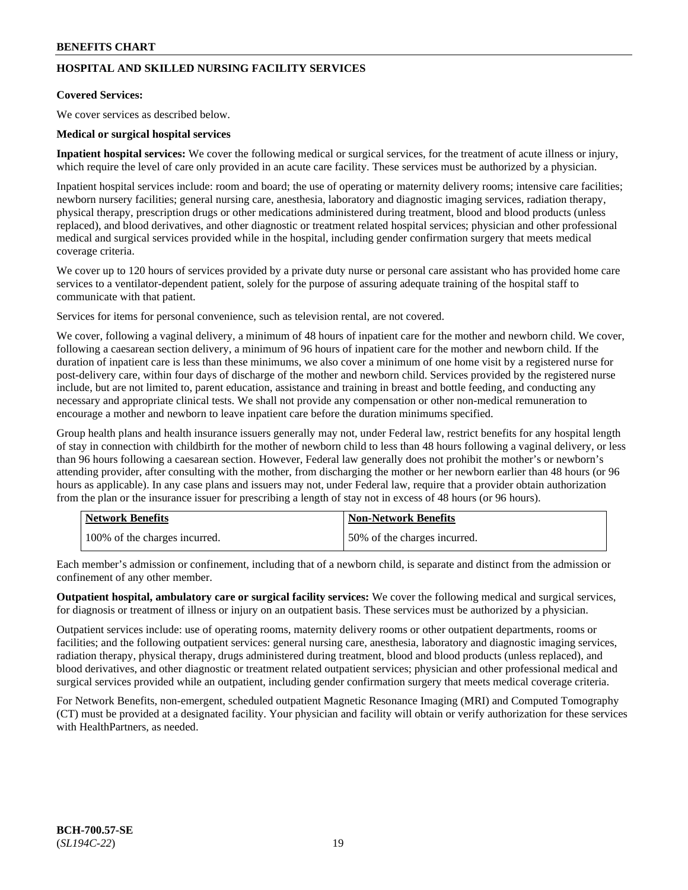## HOSPITAL AND SKILLED NURSING FACILITY SERVICES

**Covered Services:**

We cover services as described below.

**Medical or surgical hospital services**

**Inpatient hospital services:** We cover the following medical or surgical services, for the treatment of acute illness or injury, which require the level of care only provided in an acute care facility. These services must be authorized by a physician.

Inpatient hospital services include: room and board; the use of operating or maternity delivery rooms; intensive care facilities; newborn nursery facilities; general nursing care, anesthesia, laboratory and diagnostic imaging services, radiation therapy, physical therapy, prescription drugs or other medications administered during treatment, blood and blood products (unless replaced), and blood derivatives, and other diagnostic or treatment related hospital services; physician and other professional medical and surgical services provided while in the hospital, including gender confirmation surgery that meets medical coverage criteria.

We cover up to 120 hours of services provided by a private duty nurse or personal care assistant who has provided home care services to a ventilator-dependent patient, solely for the purpose of assuring adequate training of the hospital staff to communicate with that patient.

Services for items for personal convenience, such as television rental, are not covered.

We cover, following a vaginal delivery, a minimum of 48 hours of inpatient care for the mother and newborn child. We cover, following a caesarean section delivery, a minimum of 96 hours of inpatient care for the mother and newborn child. If the duration of inpatient care is less than these minimums, we also cover a minimum of one home visit by a registered nurse for post-delivery care, within four days of discharge of the mother and newborn child. Services provided by the registered nurse include, but are not limited to, parent education, assistance and training in breast and bottle feeding, and conducting any necessary and appropriate clinical tests. We shall not provide any compensation or other non-medical remuneration to encourage a mother and newborn to leave inpatient care before the duration minimums specified.

Group health plans and health insurance issuers generally may not, under Federal law, restrict benefits for any hospital length of stay in connection with childbirth for the mother of newborn child to less than 48 hours following a vaginal delivery, or less than 96 hours following a caesarean section. However, Federal law generally does not prohibit the mother's or newborn's attending provider, after consulting with the mother, from discharging the mother or her newborn earlier than 48 hours (or 96 hours as applicable). In any case plans and issuers may not, under Federal law, require that a provider obtain authorization from the plan or the insurance issuer for prescribing a length of stay not in excess of 48 hours (or 96 hours).

| Network Benefits | Non-Network Benefits |
|---|---|
| 100% of the charges incurred. | 50% of the charges incurred. |

Each member's admission or confinement, including that of a newborn child, is separate and distinct from the admission or confinement of any other member.

**Outpatient hospital, ambulatory care or surgical facility services:** We cover the following medical and surgical services, for diagnosis or treatment of illness or injury on an outpatient basis. These services must be authorized by a physician.

Outpatient services include: use of operating rooms, maternity delivery rooms or other outpatient departments, rooms or facilities; and the following outpatient services: general nursing care, anesthesia, laboratory and diagnostic imaging services, radiation therapy, physical therapy, drugs administered during treatment, blood and blood products (unless replaced), and blood derivatives, and other diagnostic or treatment related outpatient services; physician and other professional medical and surgical services provided while an outpatient, including gender confirmation surgery that meets medical coverage criteria.

For Network Benefits, non-emergent, scheduled outpatient Magnetic Resonance Imaging (MRI) and Computed Tomography (CT) must be provided at a designated facility. Your physician and facility will obtain or verify authorization for these services with HealthPartners, as needed.

**BCH-700.57-SE**
(*SL194C-22*)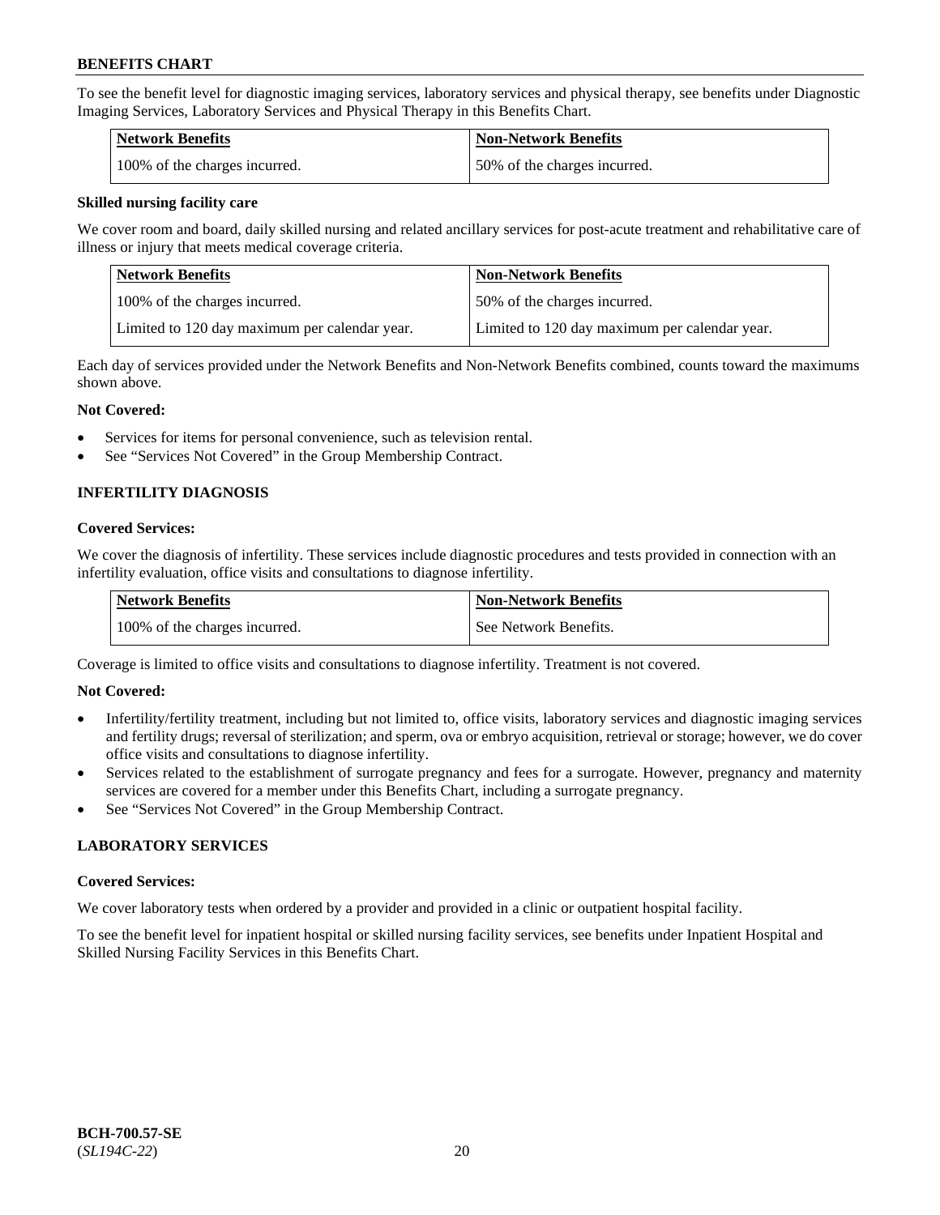To see the benefit level for diagnostic imaging services, laboratory services and physical therapy, see benefits under Diagnostic Imaging Services, Laboratory Services and Physical Therapy in this Benefits Chart.

| Network Benefits | Non-Network Benefits |
|---|---|
| 100% of the charges incurred. | 50% of the charges incurred. |

**Skilled nursing facility care**

We cover room and board, daily skilled nursing and related ancillary services for post-acute treatment and rehabilitative care of illness or injury that meets medical coverage criteria.

| Network Benefits | Non-Network Benefits |
|---|---|
| 100% of the charges incurred. | 50% of the charges incurred. |
| Limited to 120 day maximum per calendar year. | Limited to 120 day maximum per calendar year. |

Each day of services provided under the Network Benefits and Non-Network Benefits combined, counts toward the maximums shown above.

**Not Covered:**

- Services for items for personal convenience, such as television rental.
- See "Services Not Covered" in the Group Membership Contract.

## INFERTILITY DIAGNOSIS

**Covered Services:**

We cover the diagnosis of infertility. These services include diagnostic procedures and tests provided in connection with an infertility evaluation, office visits and consultations to diagnose infertility.

| Network Benefits | Non-Network Benefits |
|---|---|
| 100% of the charges incurred. | See Network Benefits. |

Coverage is limited to office visits and consultations to diagnose infertility. Treatment is not covered.

**Not Covered:**

- Infertility/fertility treatment, including but not limited to, office visits, laboratory services and diagnostic imaging services and fertility drugs; reversal of sterilization; and sperm, ova or embryo acquisition, retrieval or storage; however, we do cover office visits and consultations to diagnose infertility.
- Services related to the establishment of surrogate pregnancy and fees for a surrogate. However, pregnancy and maternity services are covered for a member under this Benefits Chart, including a surrogate pregnancy.
- See "Services Not Covered" in the Group Membership Contract.

## LABORATORY SERVICES

**Covered Services:**

We cover laboratory tests when ordered by a provider and provided in a clinic or outpatient hospital facility.

To see the benefit level for inpatient hospital or skilled nursing facility services, see benefits under Inpatient Hospital and Skilled Nursing Facility Services in this Benefits Chart.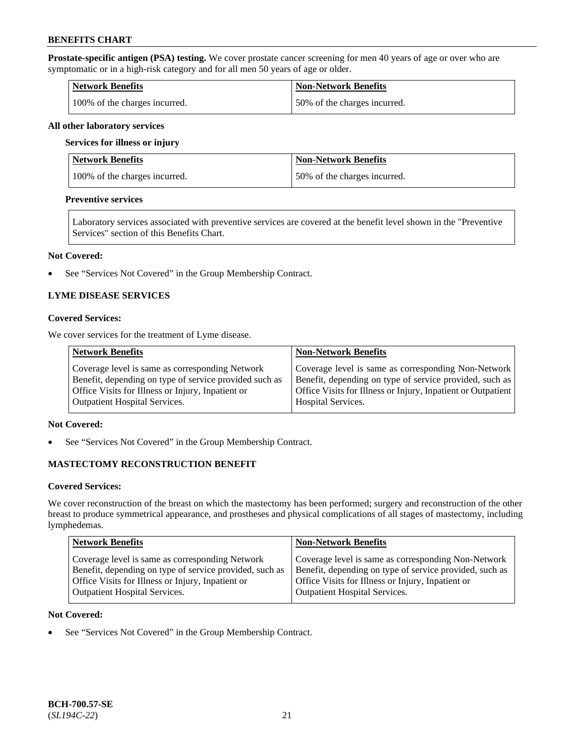**Prostate-specific antigen (PSA) testing.** We cover prostate cancer screening for men 40 years of age or over who are symptomatic or in a high-risk category and for all men 50 years of age or older.

| Network Benefits | Non-Network Benefits |
|---|---|
| 100% of the charges incurred. | 50% of the charges incurred. |

**All other laboratory services**

**Services for illness or injury**

| Network Benefits | Non-Network Benefits |
|---|---|
| 100% of the charges incurred. | 50% of the charges incurred. |

**Preventive services**

| Laboratory services associated with preventive services are covered at the benefit level shown in the "Preventive Services" section of this Benefits Chart. |
|---|

**Not Covered:**

- See "Services Not Covered" in the Group Membership Contract.

### LYME DISEASE SERVICES

**Covered Services:**

We cover services for the treatment of Lyme disease.

| Network Benefits | Non-Network Benefits |
|---|---|
| Coverage level is same as corresponding Network Benefit, depending on type of service provided such as Office Visits for Illness or Injury, Inpatient or Outpatient Hospital Services. | Coverage level is same as corresponding Non-Network Benefit, depending on type of service provided, such as Office Visits for Illness or Injury, Inpatient or Outpatient Hospital Services. |

**Not Covered:**

- See "Services Not Covered" in the Group Membership Contract.

### MASTECTOMY RECONSTRUCTION BENEFIT

**Covered Services:**

We cover reconstruction of the breast on which the mastectomy has been performed; surgery and reconstruction of the other breast to produce symmetrical appearance, and prostheses and physical complications of all stages of mastectomy, including lymphedemas.

| Network Benefits | Non-Network Benefits |
|---|---|
| Coverage level is same as corresponding Network Benefit, depending on type of service provided, such as Office Visits for Illness or Injury, Inpatient or Outpatient Hospital Services. | Coverage level is same as corresponding Non-Network Benefit, depending on type of service provided, such as Office Visits for Illness or Injury, Inpatient or Outpatient Hospital Services. |

**Not Covered:**

- See "Services Not Covered" in the Group Membership Contract.

**BCH-700.57-SE**
(*SL194C-22*)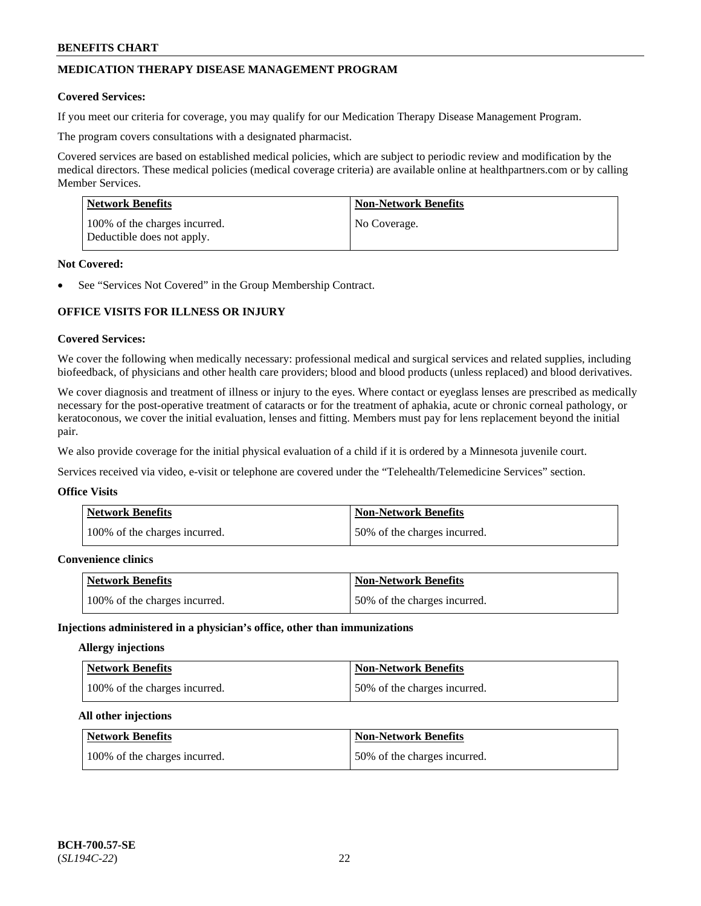## MEDICATION THERAPY DISEASE MANAGEMENT PROGRAM

**Covered Services:**

If you meet our criteria for coverage, you may qualify for our Medication Therapy Disease Management Program.

The program covers consultations with a designated pharmacist.

Covered services are based on established medical policies, which are subject to periodic review and modification by the medical directors. These medical policies (medical coverage criteria) are available online at healthpartners.com or by calling Member Services.

| Network Benefits | Non-Network Benefits |
|---|---|
| 100% of the charges incurred. Deductible does not apply. | No Coverage. |

**Not Covered:**

- See "Services Not Covered" in the Group Membership Contract.

## OFFICE VISITS FOR ILLNESS OR INJURY

**Covered Services:**

We cover the following when medically necessary: professional medical and surgical services and related supplies, including biofeedback, of physicians and other health care providers; blood and blood products (unless replaced) and blood derivatives.

We cover diagnosis and treatment of illness or injury to the eyes. Where contact or eyeglass lenses are prescribed as medically necessary for the post-operative treatment of cataracts or for the treatment of aphakia, acute or chronic corneal pathology, or keratoconous, we cover the initial evaluation, lenses and fitting. Members must pay for lens replacement beyond the initial pair.

We also provide coverage for the initial physical evaluation of a child if it is ordered by a Minnesota juvenile court.

Services received via video, e-visit or telephone are covered under the "Telehealth/Telemedicine Services" section.

**Office Visits**

| Network Benefits | Non-Network Benefits |
|---|---|
| 100% of the charges incurred. | 50% of the charges incurred. |

**Convenience clinics**

| Network Benefits | Non-Network Benefits |
|---|---|
| 100% of the charges incurred. | 50% of the charges incurred. |

**Injections administered in a physician's office, other than immunizations**

**Allergy injections**

| Network Benefits | Non-Network Benefits |
|---|---|
| 100% of the charges incurred. | 50% of the charges incurred. |

**All other injections**

| Network Benefits | Non-Network Benefits |
|---|---|
| 100% of the charges incurred. | 50% of the charges incurred. |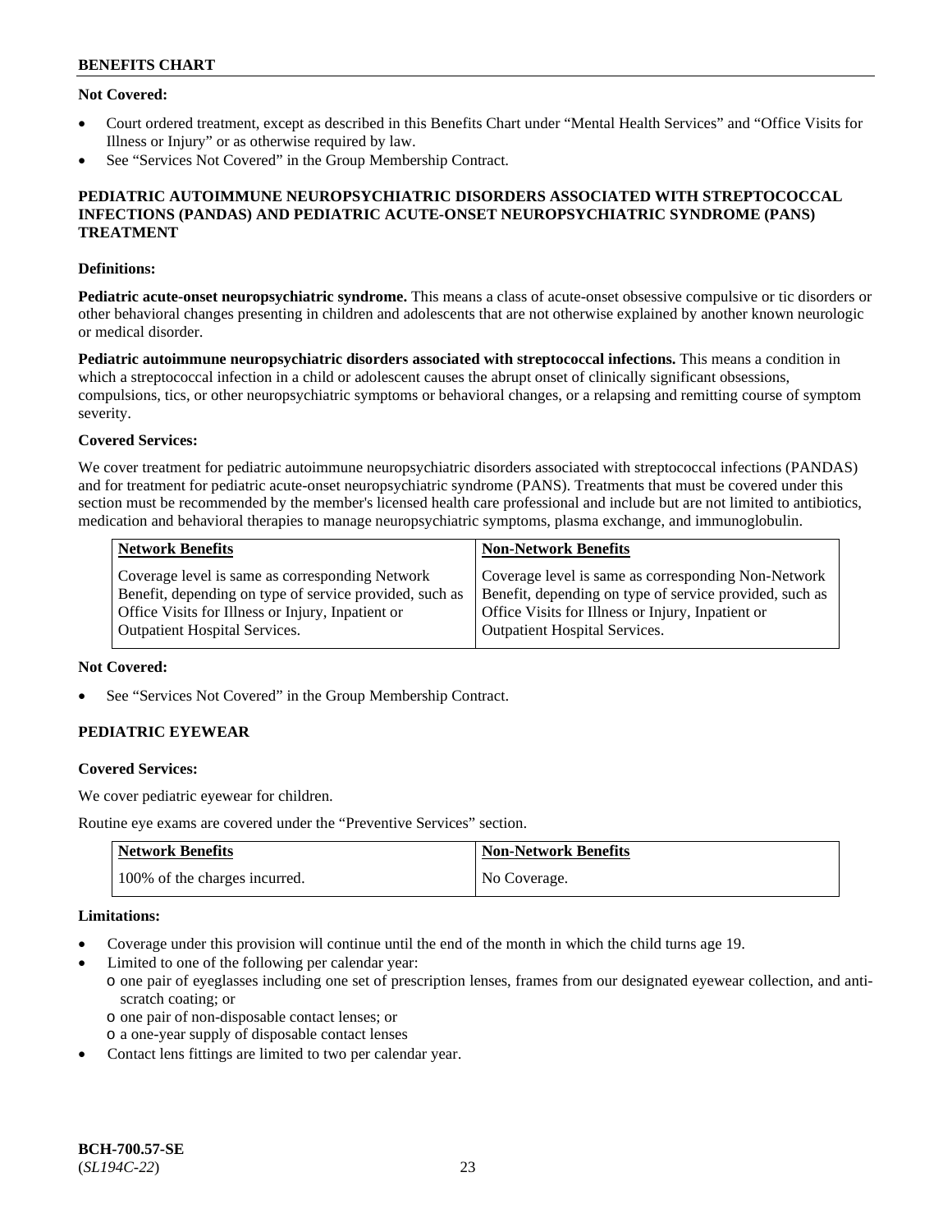**Not Covered:**

- Court ordered treatment, except as described in this Benefits Chart under "Mental Health Services" and "Office Visits for Illness or Injury" or as otherwise required by law.
- See "Services Not Covered" in the Group Membership Contract.

## PEDIATRIC AUTOIMMUNE NEUROPSYCHIATRIC DISORDERS ASSOCIATED WITH STREPTOCOCCAL INFECTIONS (PANDAS) AND PEDIATRIC ACUTE-ONSET NEUROPSYCHIATRIC SYNDROME (PANS) TREATMENT

**Definitions:**

**Pediatric acute-onset neuropsychiatric syndrome.** This means a class of acute-onset obsessive compulsive or tic disorders or other behavioral changes presenting in children and adolescents that are not otherwise explained by another known neurologic or medical disorder.

**Pediatric autoimmune neuropsychiatric disorders associated with streptococcal infections.** This means a condition in which a streptococcal infection in a child or adolescent causes the abrupt onset of clinically significant obsessions, compulsions, tics, or other neuropsychiatric symptoms or behavioral changes, or a relapsing and remitting course of symptom severity.

**Covered Services:**

We cover treatment for pediatric autoimmune neuropsychiatric disorders associated with streptococcal infections (PANDAS) and for treatment for pediatric acute-onset neuropsychiatric syndrome (PANS). Treatments that must be covered under this section must be recommended by the member's licensed health care professional and include but are not limited to antibiotics, medication and behavioral therapies to manage neuropsychiatric symptoms, plasma exchange, and immunoglobulin.

| Network Benefits | Non-Network Benefits |
|---|---|
| Coverage level is same as corresponding Network Benefit, depending on type of service provided, such as Office Visits for Illness or Injury, Inpatient or Outpatient Hospital Services. | Coverage level is same as corresponding Non-Network Benefit, depending on type of service provided, such as Office Visits for Illness or Injury, Inpatient or Outpatient Hospital Services. |

**Not Covered:**

- See "Services Not Covered" in the Group Membership Contract.

## PEDIATRIC EYEWEAR

**Covered Services:**

We cover pediatric eyewear for children.

Routine eye exams are covered under the "Preventive Services" section.

| Network Benefits | Non-Network Benefits |
|---|---|
| 100% of the charges incurred. | No Coverage. |

**Limitations:**

- Coverage under this provision will continue until the end of the month in which the child turns age 19.
- Limited to one of the following per calendar year:
  - one pair of eyeglasses including one set of prescription lenses, frames from our designated eyewear collection, and anti-scratch coating; or
  - one pair of non-disposable contact lenses; or
  - a one-year supply of disposable contact lenses
- Contact lens fittings are limited to two per calendar year.

**BCH-700.57-SE**
(*SL194C-22*)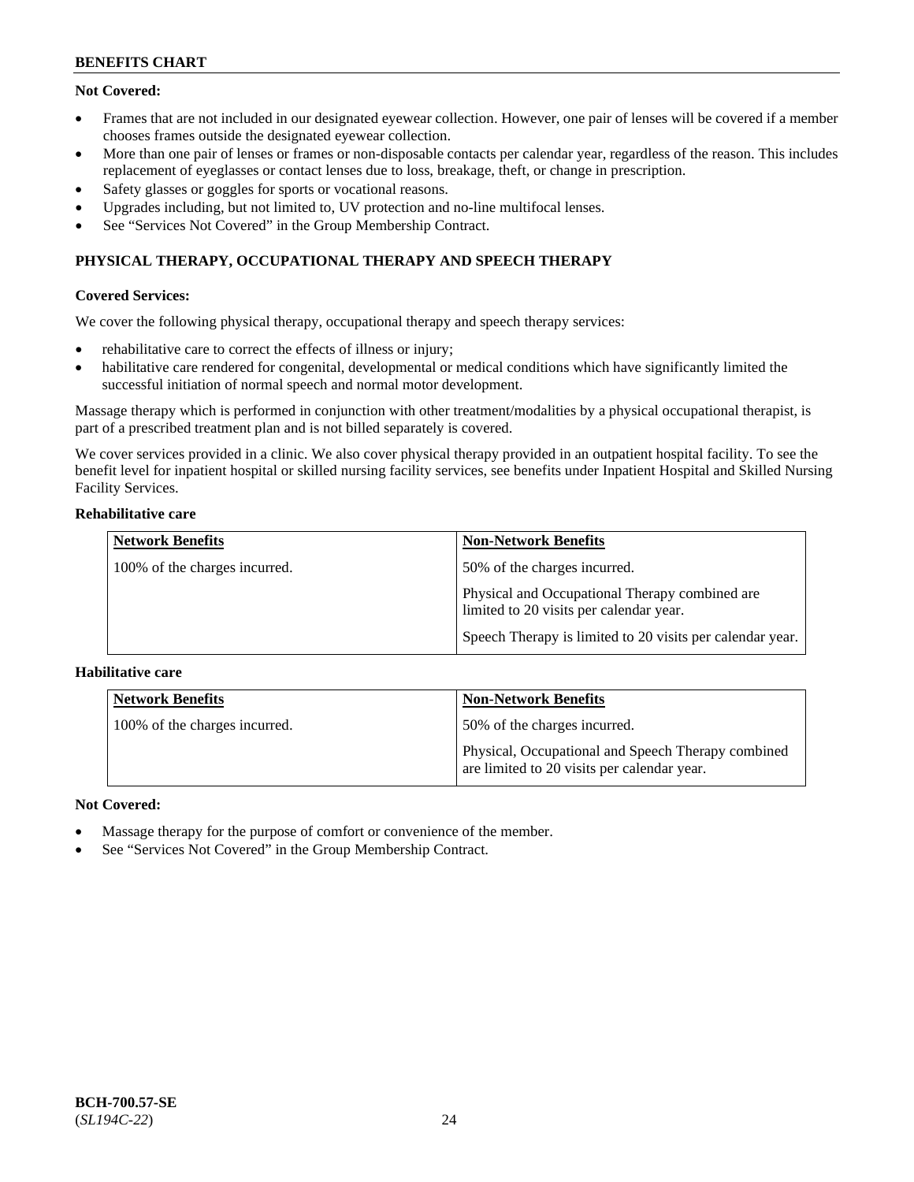**Not Covered:**

- Frames that are not included in our designated eyewear collection. However, one pair of lenses will be covered if a member chooses frames outside the designated eyewear collection.
- More than one pair of lenses or frames or non-disposable contacts per calendar year, regardless of the reason. This includes replacement of eyeglasses or contact lenses due to loss, breakage, theft, or change in prescription.
- Safety glasses or goggles for sports or vocational reasons.
- Upgrades including, but not limited to, UV protection and no-line multifocal lenses.
- See "Services Not Covered" in the Group Membership Contract.

## PHYSICAL THERAPY, OCCUPATIONAL THERAPY AND SPEECH THERAPY

**Covered Services:**

We cover the following physical therapy, occupational therapy and speech therapy services:

- rehabilitative care to correct the effects of illness or injury;
- habilitative care rendered for congenital, developmental or medical conditions which have significantly limited the successful initiation of normal speech and normal motor development.

Massage therapy which is performed in conjunction with other treatment/modalities by a physical occupational therapist, is part of a prescribed treatment plan and is not billed separately is covered.

We cover services provided in a clinic. We also cover physical therapy provided in an outpatient hospital facility. To see the benefit level for inpatient hospital or skilled nursing facility services, see benefits under Inpatient Hospital and Skilled Nursing Facility Services.

**Rehabilitative care**

| Network Benefits | Non-Network Benefits |
|---|---|
| 100% of the charges incurred. | 50% of the charges incurred.<br>Physical and Occupational Therapy combined are limited to 20 visits per calendar year.<br>Speech Therapy is limited to 20 visits per calendar year. |

**Habilitative care**

| Network Benefits | Non-Network Benefits |
|---|---|
| 100% of the charges incurred. | 50% of the charges incurred.<br>Physical, Occupational and Speech Therapy combined are limited to 20 visits per calendar year. |

**Not Covered:**

- Massage therapy for the purpose of comfort or convenience of the member.
- See "Services Not Covered" in the Group Membership Contract.

**BCH-700.57-SE**
(*SL194C-22*)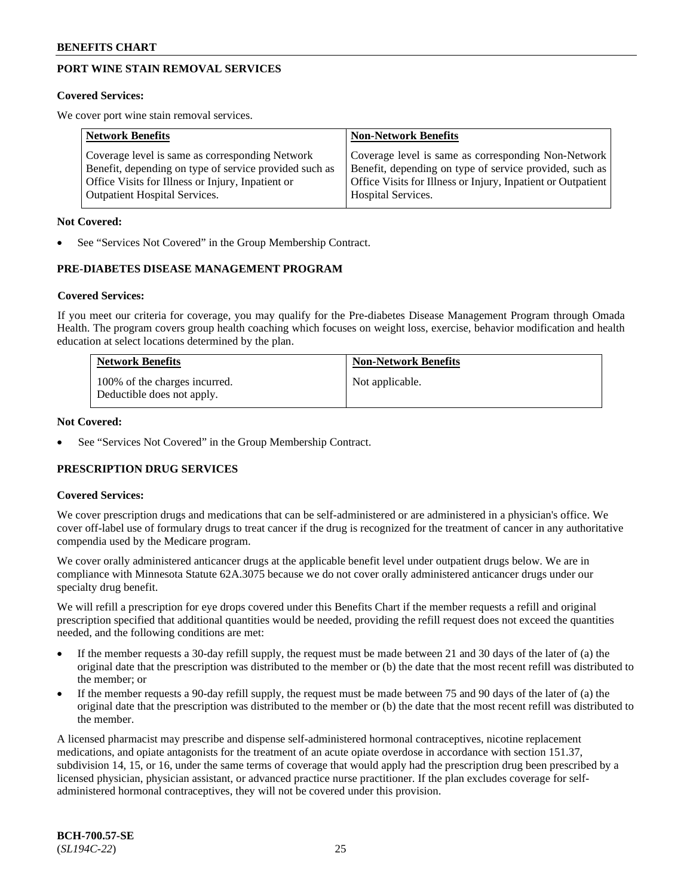## PORT WINE STAIN REMOVAL SERVICES

**Covered Services:**

We cover port wine stain removal services.

| Network Benefits | Non-Network Benefits |
|---|---|
| Coverage level is same as corresponding Network Benefit, depending on type of service provided such as Office Visits for Illness or Injury, Inpatient or Outpatient Hospital Services. | Coverage level is same as corresponding Non-Network Benefit, depending on type of service provided, such as Office Visits for Illness or Injury, Inpatient or Outpatient Hospital Services. |

**Not Covered:**

- See "Services Not Covered" in the Group Membership Contract.

## PRE-DIABETES DISEASE MANAGEMENT PROGRAM

**Covered Services:**

If you meet our criteria for coverage, you may qualify for the Pre-diabetes Disease Management Program through Omada Health. The program covers group health coaching which focuses on weight loss, exercise, behavior modification and health education at select locations determined by the plan.

| Network Benefits | Non-Network Benefits |
|---|---|
| 100% of the charges incurred. Deductible does not apply. | Not applicable. |

**Not Covered:**

- See "Services Not Covered" in the Group Membership Contract.

## PRESCRIPTION DRUG SERVICES

**Covered Services:**

We cover prescription drugs and medications that can be self-administered or are administered in a physician's office. We cover off-label use of formulary drugs to treat cancer if the drug is recognized for the treatment of cancer in any authoritative compendia used by the Medicare program.

We cover orally administered anticancer drugs at the applicable benefit level under outpatient drugs below. We are in compliance with Minnesota Statute 62A.3075 because we do not cover orally administered anticancer drugs under our specialty drug benefit.

We will refill a prescription for eye drops covered under this Benefits Chart if the member requests a refill and original prescription specified that additional quantities would be needed, providing the refill request does not exceed the quantities needed, and the following conditions are met:

- If the member requests a 30-day refill supply, the request must be made between 21 and 30 days of the later of (a) the original date that the prescription was distributed to the member or (b) the date that the most recent refill was distributed to the member; or
- If the member requests a 90-day refill supply, the request must be made between 75 and 90 days of the later of (a) the original date that the prescription was distributed to the member or (b) the date that the most recent refill was distributed to the member.

A licensed pharmacist may prescribe and dispense self-administered hormonal contraceptives, nicotine replacement medications, and opiate antagonists for the treatment of an acute opiate overdose in accordance with section 151.37, subdivision 14, 15, or 16, under the same terms of coverage that would apply had the prescription drug been prescribed by a licensed physician, physician assistant, or advanced practice nurse practitioner. If the plan excludes coverage for self-administered hormonal contraceptives, they will not be covered under this provision.

**BCH-700.57-SE**
(*SL194C-22*)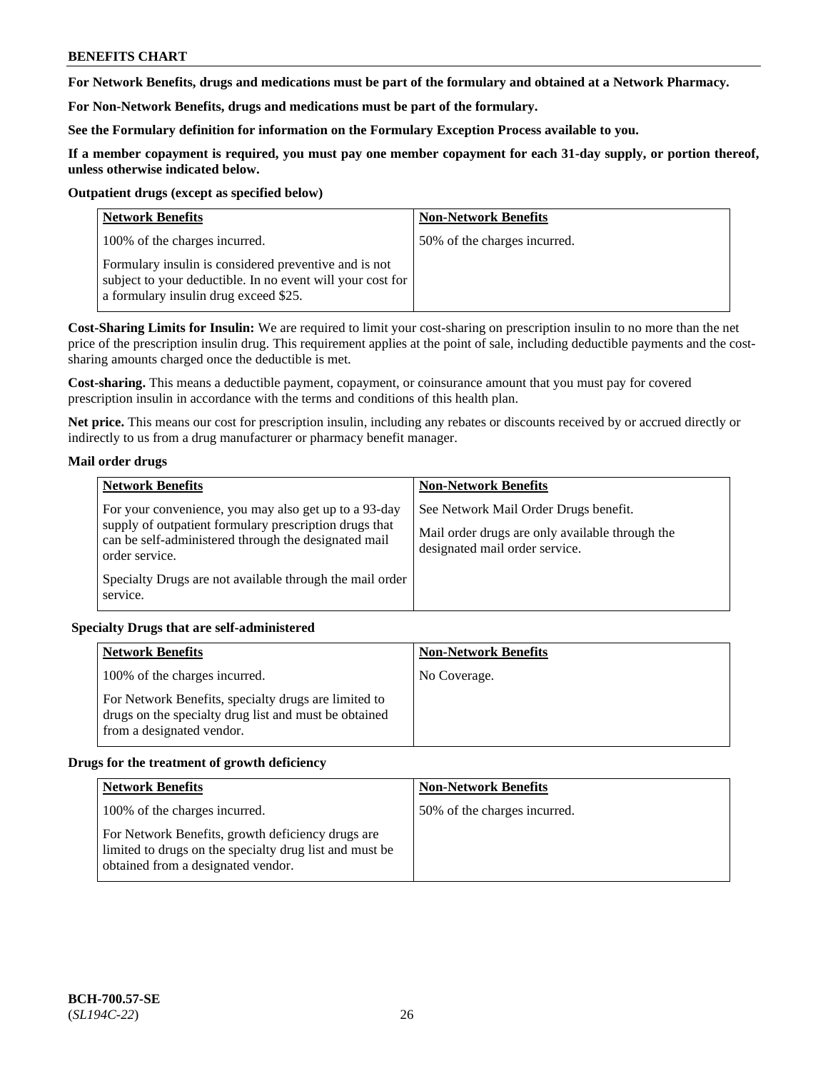**BENEFITS CHART**

**For Network Benefits, drugs and medications must be part of the formulary and obtained at a Network Pharmacy.**

**For Non-Network Benefits, drugs and medications must be part of the formulary.**

**See the Formulary definition for information on the Formulary Exception Process available to you.**

**If a member copayment is required, you must pay one member copayment for each 31-day supply, or portion thereof, unless otherwise indicated below.**

**Outpatient drugs (except as specified below)**

| Network Benefits | Non-Network Benefits |
|---|---|
| 100% of the charges incurred.<br><br>Formulary insulin is considered preventive and is not subject to your deductible. In no event will your cost for a formulary insulin drug exceed $25. | 50% of the charges incurred. |

**Cost-Sharing Limits for Insulin:** We are required to limit your cost-sharing on prescription insulin to no more than the net price of the prescription insulin drug. This requirement applies at the point of sale, including deductible payments and the cost-sharing amounts charged once the deductible is met.

**Cost-sharing.** This means a deductible payment, copayment, or coinsurance amount that you must pay for covered prescription insulin in accordance with the terms and conditions of this health plan.

**Net price.** This means our cost for prescription insulin, including any rebates or discounts received by or accrued directly or indirectly to us from a drug manufacturer or pharmacy benefit manager.

**Mail order drugs**

| Network Benefits | Non-Network Benefits |
|---|---|
| For your convenience, you may also get up to a 93-day supply of outpatient formulary prescription drugs that can be self-administered through the designated mail order service.<br><br>Specialty Drugs are not available through the mail order service. | See Network Mail Order Drugs benefit.<br><br>Mail order drugs are only available through the designated mail order service. |

**Specialty Drugs that are self-administered**

| Network Benefits | Non-Network Benefits |
|---|---|
| 100% of the charges incurred.<br><br>For Network Benefits, specialty drugs are limited to drugs on the specialty drug list and must be obtained from a designated vendor. | No Coverage. |

**Drugs for the treatment of growth deficiency**

| Network Benefits | Non-Network Benefits |
|---|---|
| 100% of the charges incurred.<br><br>For Network Benefits, growth deficiency drugs are limited to drugs on the specialty drug list and must be obtained from a designated vendor. | 50% of the charges incurred. |

**BCH-700.57-SE**
(*SL194C-22*)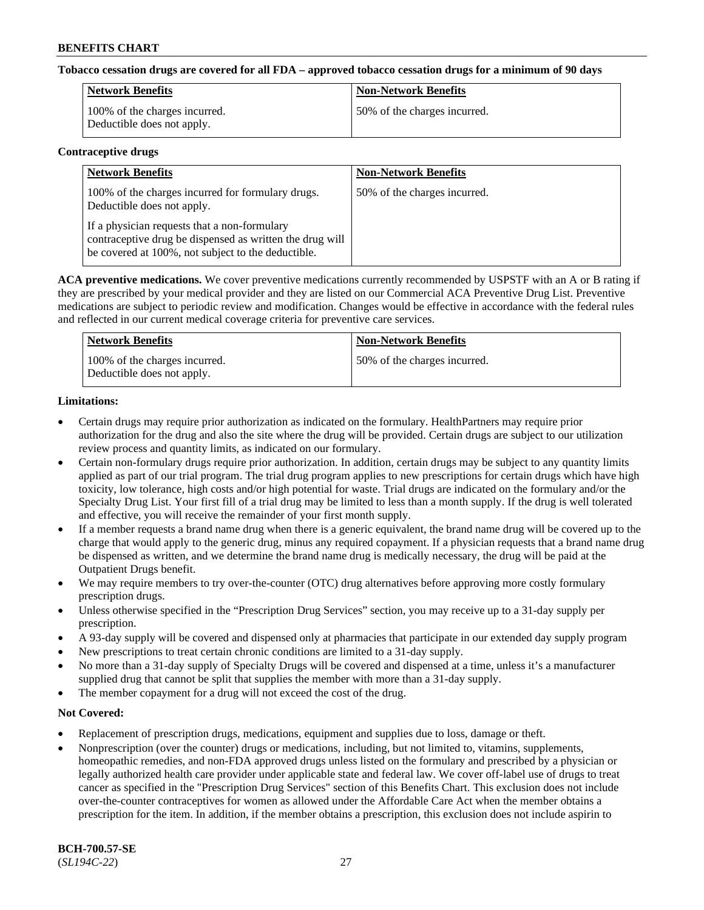**Tobacco cessation drugs are covered for all FDA – approved tobacco cessation drugs for a minimum of 90 days**

| Network Benefits | Non-Network Benefits |
|---|---|
| 100% of the charges incurred. Deductible does not apply. | 50% of the charges incurred. |

**Contraceptive drugs**

| Network Benefits | Non-Network Benefits |
|---|---|
| 100% of the charges incurred for formulary drugs. Deductible does not apply.<br><br>If a physician requests that a non-formulary contraceptive drug be dispensed as written the drug will be covered at 100%, not subject to the deductible. | 50% of the charges incurred. |

**ACA preventive medications.** We cover preventive medications currently recommended by USPSTF with an A or B rating if they are prescribed by your medical provider and they are listed on our Commercial ACA Preventive Drug List. Preventive medications are subject to periodic review and modification. Changes would be effective in accordance with the federal rules and reflected in our current medical coverage criteria for preventive care services.

| Network Benefits | Non-Network Benefits |
|---|---|
| 100% of the charges incurred. Deductible does not apply. | 50% of the charges incurred. |

**Limitations:**

- Certain drugs may require prior authorization as indicated on the formulary. HealthPartners may require prior authorization for the drug and also the site where the drug will be provided. Certain drugs are subject to our utilization review process and quantity limits, as indicated on our formulary.
- Certain non-formulary drugs require prior authorization. In addition, certain drugs may be subject to any quantity limits applied as part of our trial program. The trial drug program applies to new prescriptions for certain drugs which have high toxicity, low tolerance, high costs and/or high potential for waste. Trial drugs are indicated on the formulary and/or the Specialty Drug List. Your first fill of a trial drug may be limited to less than a month supply. If the drug is well tolerated and effective, you will receive the remainder of your first month supply.
- If a member requests a brand name drug when there is a generic equivalent, the brand name drug will be covered up to the charge that would apply to the generic drug, minus any required copayment. If a physician requests that a brand name drug be dispensed as written, and we determine the brand name drug is medically necessary, the drug will be paid at the Outpatient Drugs benefit.
- We may require members to try over-the-counter (OTC) drug alternatives before approving more costly formulary prescription drugs.
- Unless otherwise specified in the "Prescription Drug Services" section, you may receive up to a 31-day supply per prescription.
- A 93-day supply will be covered and dispensed only at pharmacies that participate in our extended day supply program
- New prescriptions to treat certain chronic conditions are limited to a 31-day supply.
- No more than a 31-day supply of Specialty Drugs will be covered and dispensed at a time, unless it's a manufacturer supplied drug that cannot be split that supplies the member with more than a 31-day supply.
- The member copayment for a drug will not exceed the cost of the drug.

**Not Covered:**

- Replacement of prescription drugs, medications, equipment and supplies due to loss, damage or theft.
- Nonprescription (over the counter) drugs or medications, including, but not limited to, vitamins, supplements, homeopathic remedies, and non-FDA approved drugs unless listed on the formulary and prescribed by a physician or legally authorized health care provider under applicable state and federal law. We cover off-label use of drugs to treat cancer as specified in the "Prescription Drug Services" section of this Benefits Chart. This exclusion does not include over-the-counter contraceptives for women as allowed under the Affordable Care Act when the member obtains a prescription for the item. In addition, if the member obtains a prescription, this exclusion does not include aspirin to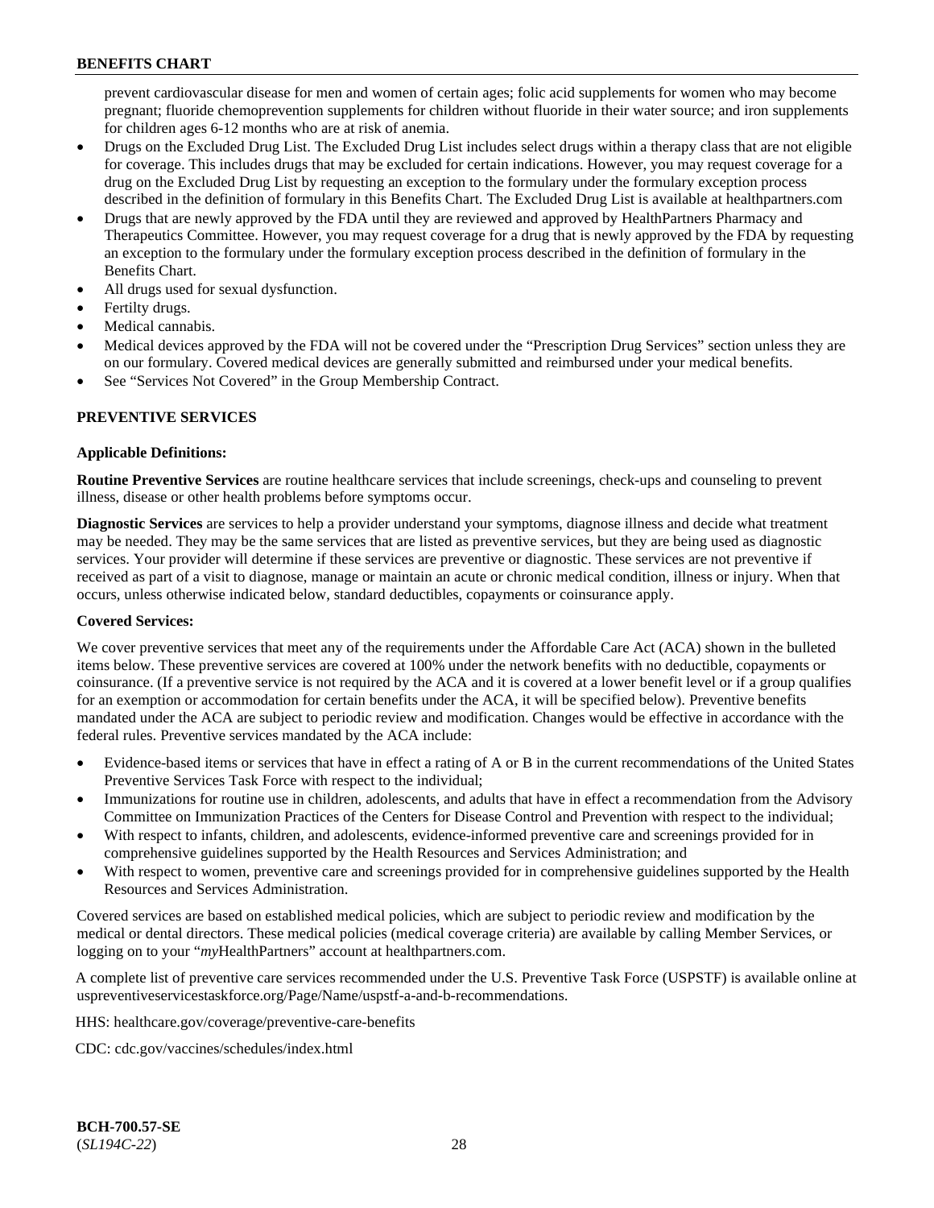prevent cardiovascular disease for men and women of certain ages; folic acid supplements for women who may become pregnant; fluoride chemoprevention supplements for children without fluoride in their water source; and iron supplements for children ages 6-12 months who are at risk of anemia.

- Drugs on the Excluded Drug List. The Excluded Drug List includes select drugs within a therapy class that are not eligible for coverage. This includes drugs that may be excluded for certain indications. However, you may request coverage for a drug on the Excluded Drug List by requesting an exception to the formulary under the formulary exception process described in the definition of formulary in this Benefits Chart. The Excluded Drug List is available at healthpartners.com
- Drugs that are newly approved by the FDA until they are reviewed and approved by HealthPartners Pharmacy and Therapeutics Committee. However, you may request coverage for a drug that is newly approved by the FDA by requesting an exception to the formulary under the formulary exception process described in the definition of formulary in the Benefits Chart.
- All drugs used for sexual dysfunction.
- Fertilty drugs.
- Medical cannabis.
- Medical devices approved by the FDA will not be covered under the "Prescription Drug Services" section unless they are on our formulary. Covered medical devices are generally submitted and reimbursed under your medical benefits.
- See "Services Not Covered" in the Group Membership Contract.

## PREVENTIVE SERVICES

**Applicable Definitions:**

**Routine Preventive Services** are routine healthcare services that include screenings, check-ups and counseling to prevent illness, disease or other health problems before symptoms occur.

**Diagnostic Services** are services to help a provider understand your symptoms, diagnose illness and decide what treatment may be needed. They may be the same services that are listed as preventive services, but they are being used as diagnostic services. Your provider will determine if these services are preventive or diagnostic. These services are not preventive if received as part of a visit to diagnose, manage or maintain an acute or chronic medical condition, illness or injury. When that occurs, unless otherwise indicated below, standard deductibles, copayments or coinsurance apply.

**Covered Services:**

We cover preventive services that meet any of the requirements under the Affordable Care Act (ACA) shown in the bulleted items below. These preventive services are covered at 100% under the network benefits with no deductible, copayments or coinsurance. (If a preventive service is not required by the ACA and it is covered at a lower benefit level or if a group qualifies for an exemption or accommodation for certain benefits under the ACA, it will be specified below). Preventive benefits mandated under the ACA are subject to periodic review and modification. Changes would be effective in accordance with the federal rules. Preventive services mandated by the ACA include:

- Evidence-based items or services that have in effect a rating of A or B in the current recommendations of the United States Preventive Services Task Force with respect to the individual;
- Immunizations for routine use in children, adolescents, and adults that have in effect a recommendation from the Advisory Committee on Immunization Practices of the Centers for Disease Control and Prevention with respect to the individual;
- With respect to infants, children, and adolescents, evidence-informed preventive care and screenings provided for in comprehensive guidelines supported by the Health Resources and Services Administration; and
- With respect to women, preventive care and screenings provided for in comprehensive guidelines supported by the Health Resources and Services Administration.

Covered services are based on established medical policies, which are subject to periodic review and modification by the medical or dental directors. These medical policies (medical coverage criteria) are available by calling Member Services, or logging on to your "*my*HealthPartners" account at healthpartners.com.

A complete list of preventive care services recommended under the U.S. Preventive Task Force (USPSTF) is available online at uspreventiveservicestaskforce.org/Page/Name/uspstf-a-and-b-recommendations.

HHS: healthcare.gov/coverage/preventive-care-benefits

CDC: cdc.gov/vaccines/schedules/index.html

**BCH-700.57-SE**
(*SL194C-22*)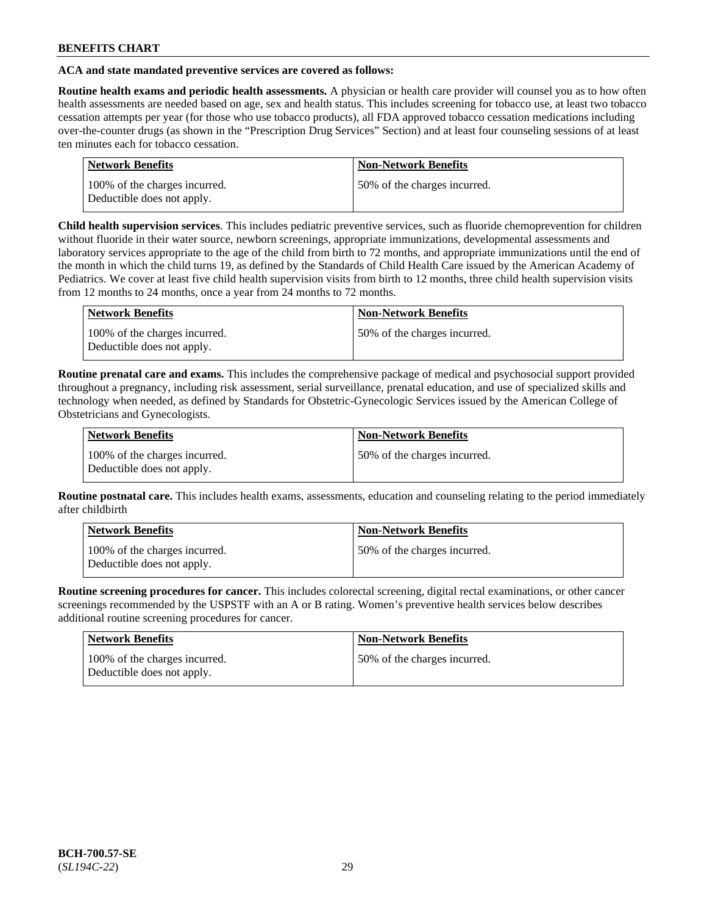**ACA and state mandated preventive services are covered as follows:**

**Routine health exams and periodic health assessments.** A physician or health care provider will counsel you as to how often health assessments are needed based on age, sex and health status. This includes screening for tobacco use, at least two tobacco cessation attempts per year (for those who use tobacco products), all FDA approved tobacco cessation medications including over-the-counter drugs (as shown in the "Prescription Drug Services" Section) and at least four counseling sessions of at least ten minutes each for tobacco cessation.

| Network Benefits | Non-Network Benefits |
|---|---|
| 100% of the charges incurred. Deductible does not apply. | 50% of the charges incurred. |

**Child health supervision services**. This includes pediatric preventive services, such as fluoride chemoprevention for children without fluoride in their water source, newborn screenings, appropriate immunizations, developmental assessments and laboratory services appropriate to the age of the child from birth to 72 months, and appropriate immunizations until the end of the month in which the child turns 19, as defined by the Standards of Child Health Care issued by the American Academy of Pediatrics. We cover at least five child health supervision visits from birth to 12 months, three child health supervision visits from 12 months to 24 months, once a year from 24 months to 72 months.

| Network Benefits | Non-Network Benefits |
|---|---|
| 100% of the charges incurred. Deductible does not apply. | 50% of the charges incurred. |

**Routine prenatal care and exams.** This includes the comprehensive package of medical and psychosocial support provided throughout a pregnancy, including risk assessment, serial surveillance, prenatal education, and use of specialized skills and technology when needed, as defined by Standards for Obstetric-Gynecologic Services issued by the American College of Obstetricians and Gynecologists.

| Network Benefits | Non-Network Benefits |
|---|---|
| 100% of the charges incurred. Deductible does not apply. | 50% of the charges incurred. |

**Routine postnatal care.** This includes health exams, assessments, education and counseling relating to the period immediately after childbirth

| Network Benefits | Non-Network Benefits |
|---|---|
| 100% of the charges incurred. Deductible does not apply. | 50% of the charges incurred. |

**Routine screening procedures for cancer.** This includes colorectal screening, digital rectal examinations, or other cancer screenings recommended by the USPSTF with an A or B rating. Women's preventive health services below describes additional routine screening procedures for cancer.

| Network Benefits | Non-Network Benefits |
|---|---|
| 100% of the charges incurred. Deductible does not apply. | 50% of the charges incurred. |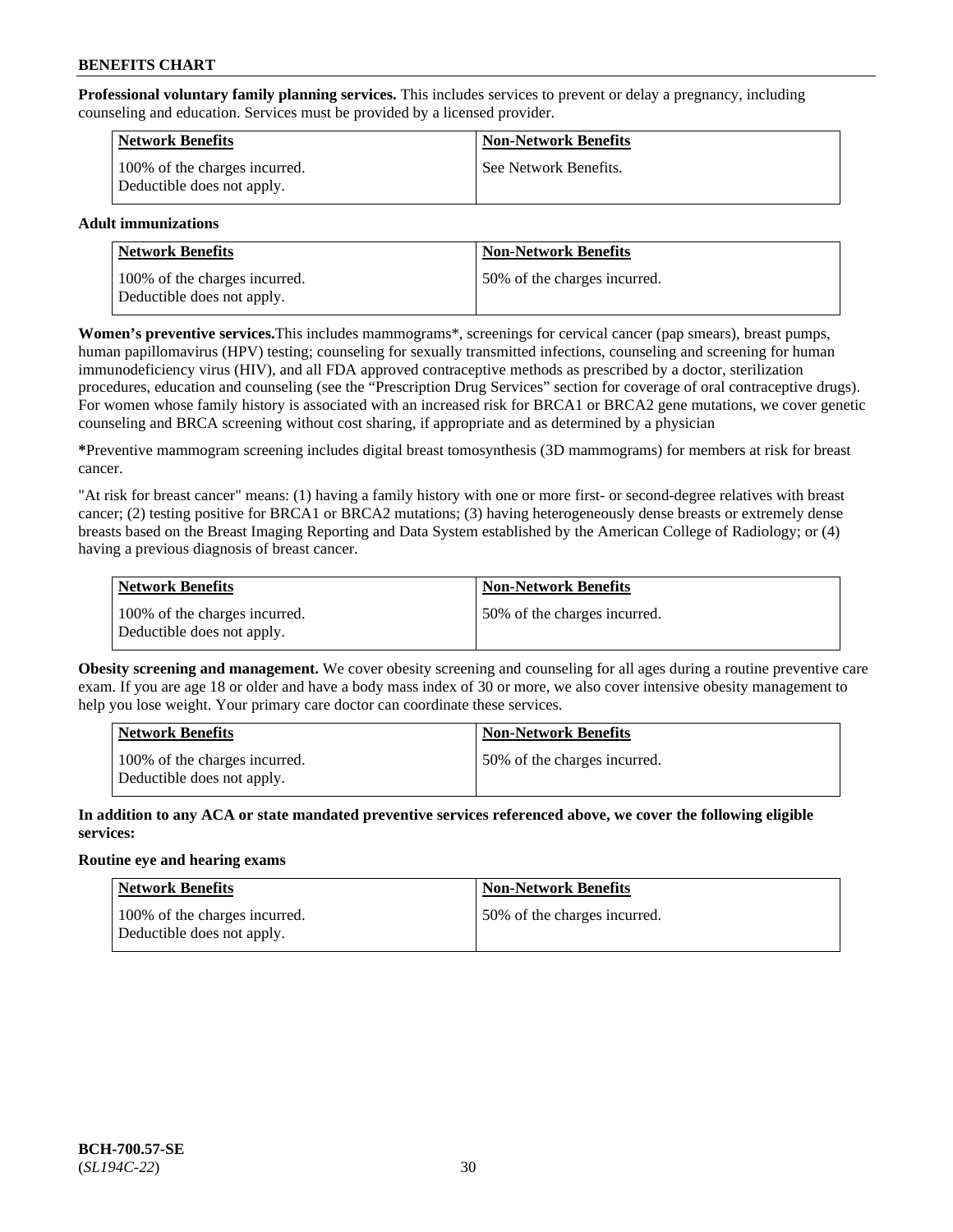**Professional voluntary family planning services.** This includes services to prevent or delay a pregnancy, including counseling and education. Services must be provided by a licensed provider.

| Network Benefits | Non-Network Benefits |
|---|---|
| 100% of the charges incurred. Deductible does not apply. | See Network Benefits. |

**Adult immunizations**

| Network Benefits | Non-Network Benefits |
|---|---|
| 100% of the charges incurred. Deductible does not apply. | 50% of the charges incurred. |

**Women's preventive services.**This includes mammograms*, screenings for cervical cancer (pap smears), breast pumps, human papillomavirus (HPV) testing; counseling for sexually transmitted infections, counseling and screening for human immunodeficiency virus (HIV), and all FDA approved contraceptive methods as prescribed by a doctor, sterilization procedures, education and counseling (see the "Prescription Drug Services" section for coverage of oral contraceptive drugs). For women whose family history is associated with an increased risk for BRCA1 or BRCA2 gene mutations, we cover genetic counseling and BRCA screening without cost sharing, if appropriate and as determined by a physician

**\***Preventive mammogram screening includes digital breast tomosynthesis (3D mammograms) for members at risk for breast cancer.

"At risk for breast cancer" means: (1) having a family history with one or more first- or second-degree relatives with breast cancer; (2) testing positive for BRCA1 or BRCA2 mutations; (3) having heterogeneously dense breasts or extremely dense breasts based on the Breast Imaging Reporting and Data System established by the American College of Radiology; or (4) having a previous diagnosis of breast cancer.

| Network Benefits | Non-Network Benefits |
|---|---|
| 100% of the charges incurred. Deductible does not apply. | 50% of the charges incurred. |

**Obesity screening and management.** We cover obesity screening and counseling for all ages during a routine preventive care exam. If you are age 18 or older and have a body mass index of 30 or more, we also cover intensive obesity management to help you lose weight. Your primary care doctor can coordinate these services.

| Network Benefits | Non-Network Benefits |
|---|---|
| 100% of the charges incurred. Deductible does not apply. | 50% of the charges incurred. |

**In addition to any ACA or state mandated preventive services referenced above, we cover the following eligible services:**

**Routine eye and hearing exams**

| Network Benefits | Non-Network Benefits |
|---|---|
| 100% of the charges incurred. Deductible does not apply. | 50% of the charges incurred. |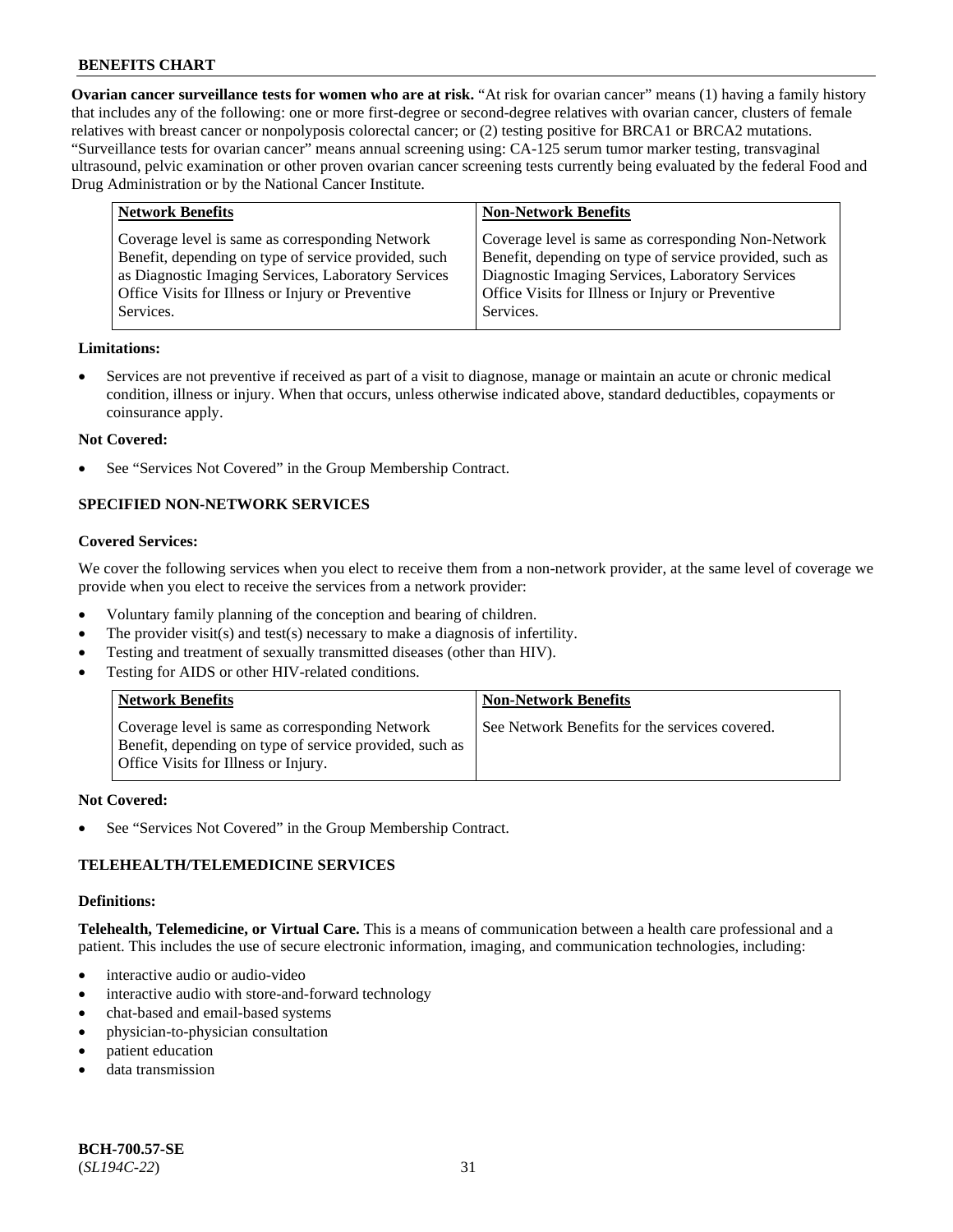**Ovarian cancer surveillance tests for women who are at risk.** "At risk for ovarian cancer" means (1) having a family history that includes any of the following: one or more first-degree or second-degree relatives with ovarian cancer, clusters of female relatives with breast cancer or nonpolyposis colorectal cancer; or (2) testing positive for BRCA1 or BRCA2 mutations. "Surveillance tests for ovarian cancer" means annual screening using: CA-125 serum tumor marker testing, transvaginal ultrasound, pelvic examination or other proven ovarian cancer screening tests currently being evaluated by the federal Food and Drug Administration or by the National Cancer Institute.

| Network Benefits | Non-Network Benefits |
|---|---|
| Coverage level is same as corresponding Network Benefit, depending on type of service provided, such as Diagnostic Imaging Services, Laboratory Services Office Visits for Illness or Injury or Preventive Services. | Coverage level is same as corresponding Non-Network Benefit, depending on type of service provided, such as Diagnostic Imaging Services, Laboratory Services Office Visits for Illness or Injury or Preventive Services. |

**Limitations:**

- Services are not preventive if received as part of a visit to diagnose, manage or maintain an acute or chronic medical condition, illness or injury. When that occurs, unless otherwise indicated above, standard deductibles, copayments or coinsurance apply.

**Not Covered:**

- See "Services Not Covered" in the Group Membership Contract.

### SPECIFIED NON-NETWORK SERVICES

**Covered Services:**

We cover the following services when you elect to receive them from a non-network provider, at the same level of coverage we provide when you elect to receive the services from a network provider:

- Voluntary family planning of the conception and bearing of children.
- The provider visit(s) and test(s) necessary to make a diagnosis of infertility.
- Testing and treatment of sexually transmitted diseases (other than HIV).
- Testing for AIDS or other HIV-related conditions.

| Network Benefits | Non-Network Benefits |
|---|---|
| Coverage level is same as corresponding Network Benefit, depending on type of service provided, such as Office Visits for Illness or Injury. | See Network Benefits for the services covered. |

**Not Covered:**

- See "Services Not Covered" in the Group Membership Contract.

### TELEHEALTH/TELEMEDICINE SERVICES

**Definitions:**

**Telehealth, Telemedicine, or Virtual Care.** This is a means of communication between a health care professional and a patient. This includes the use of secure electronic information, imaging, and communication technologies, including:

- interactive audio or audio-video
- interactive audio with store-and-forward technology
- chat-based and email-based systems
- physician-to-physician consultation
- patient education
- data transmission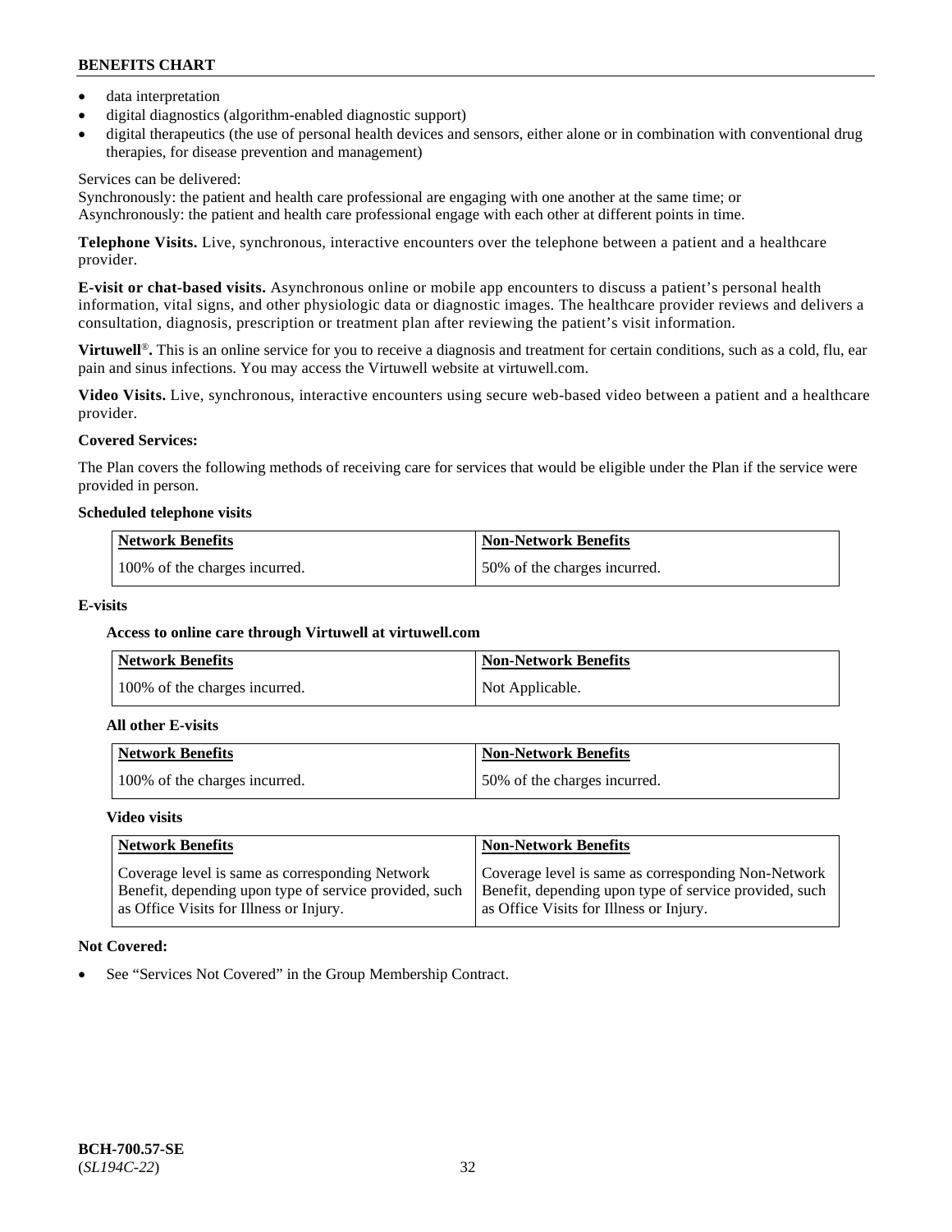- data interpretation
- digital diagnostics (algorithm-enabled diagnostic support)
- digital therapeutics (the use of personal health devices and sensors, either alone or in combination with conventional drug therapies, for disease prevention and management)

Services can be delivered:
Synchronously: the patient and health care professional are engaging with one another at the same time; or
Asynchronously: the patient and health care professional engage with each other at different points in time.

**Telephone Visits.** Live, synchronous, interactive encounters over the telephone between a patient and a healthcare provider.

**E-visit or chat-based visits.** Asynchronous online or mobile app encounters to discuss a patient's personal health information, vital signs, and other physiologic data or diagnostic images. The healthcare provider reviews and delivers a consultation, diagnosis, prescription or treatment plan after reviewing the patient's visit information.

**Virtuwell®.** This is an online service for you to receive a diagnosis and treatment for certain conditions, such as a cold, flu, ear pain and sinus infections. You may access the Virtuwell website at virtuwell.com.

**Video Visits.** Live, synchronous, interactive encounters using secure web-based video between a patient and a healthcare provider.

**Covered Services:**

The Plan covers the following methods of receiving care for services that would be eligible under the Plan if the service were provided in person.

**Scheduled telephone visits**

| Network Benefits | Non-Network Benefits |
|---|---|
| 100% of the charges incurred. | 50% of the charges incurred. |

**E-visits**

**Access to online care through Virtuwell at virtuwell.com**

| Network Benefits | Non-Network Benefits |
|---|---|
| 100% of the charges incurred. | Not Applicable. |

**All other E-visits**

| Network Benefits | Non-Network Benefits |
|---|---|
| 100% of the charges incurred. | 50% of the charges incurred. |

**Video visits**

| Network Benefits | Non-Network Benefits |
|---|---|
| Coverage level is same as corresponding Network Benefit, depending upon type of service provided, such as Office Visits for Illness or Injury. | Coverage level is same as corresponding Non-Network Benefit, depending upon type of service provided, such as Office Visits for Illness or Injury. |

**Not Covered:**

- See "Services Not Covered" in the Group Membership Contract.

BCH-700.57-SE
(*SL194C-22*)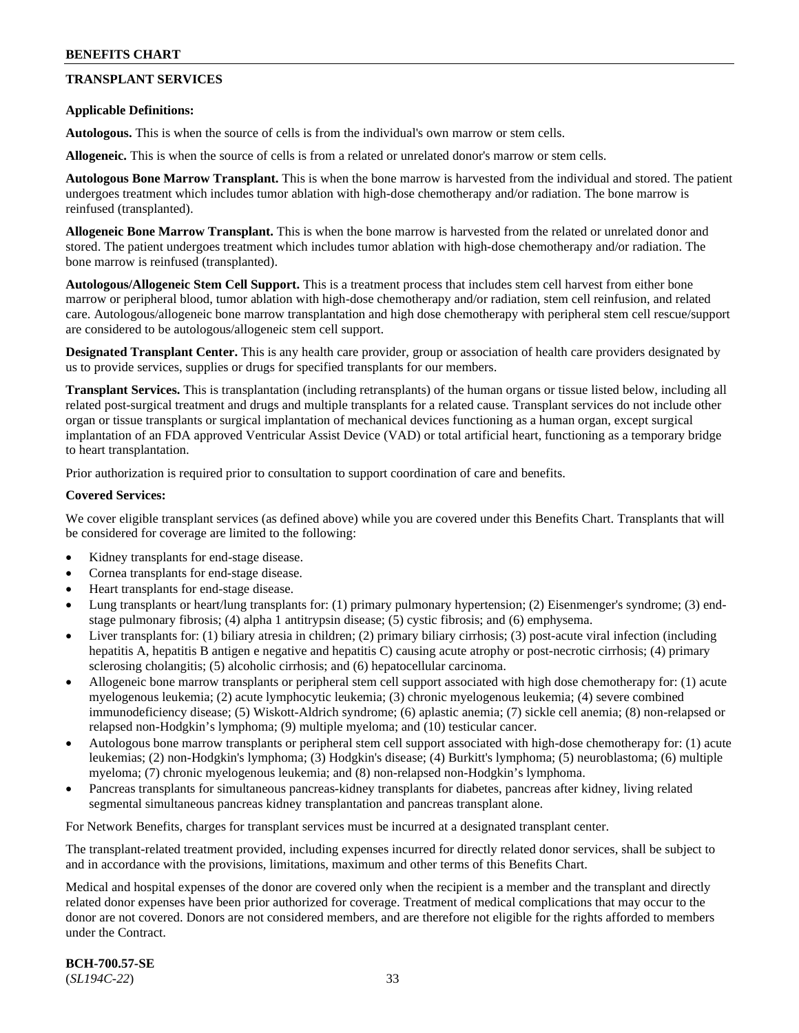## TRANSPLANT SERVICES

**Applicable Definitions:**

**Autologous.** This is when the source of cells is from the individual's own marrow or stem cells.

**Allogeneic.** This is when the source of cells is from a related or unrelated donor's marrow or stem cells.

**Autologous Bone Marrow Transplant.** This is when the bone marrow is harvested from the individual and stored. The patient undergoes treatment which includes tumor ablation with high-dose chemotherapy and/or radiation. The bone marrow is reinfused (transplanted).

**Allogeneic Bone Marrow Transplant.** This is when the bone marrow is harvested from the related or unrelated donor and stored. The patient undergoes treatment which includes tumor ablation with high-dose chemotherapy and/or radiation. The bone marrow is reinfused (transplanted).

**Autologous/Allogeneic Stem Cell Support.** This is a treatment process that includes stem cell harvest from either bone marrow or peripheral blood, tumor ablation with high-dose chemotherapy and/or radiation, stem cell reinfusion, and related care. Autologous/allogeneic bone marrow transplantation and high dose chemotherapy with peripheral stem cell rescue/support are considered to be autologous/allogeneic stem cell support.

**Designated Transplant Center.** This is any health care provider, group or association of health care providers designated by us to provide services, supplies or drugs for specified transplants for our members.

**Transplant Services.** This is transplantation (including retransplants) of the human organs or tissue listed below, including all related post-surgical treatment and drugs and multiple transplants for a related cause. Transplant services do not include other organ or tissue transplants or surgical implantation of mechanical devices functioning as a human organ, except surgical implantation of an FDA approved Ventricular Assist Device (VAD) or total artificial heart, functioning as a temporary bridge to heart transplantation.

Prior authorization is required prior to consultation to support coordination of care and benefits.

**Covered Services:**

We cover eligible transplant services (as defined above) while you are covered under this Benefits Chart. Transplants that will be considered for coverage are limited to the following:

- Kidney transplants for end-stage disease.
- Cornea transplants for end-stage disease.
- Heart transplants for end-stage disease.
- Lung transplants or heart/lung transplants for: (1) primary pulmonary hypertension; (2) Eisenmenger's syndrome; (3) end-stage pulmonary fibrosis; (4) alpha 1 antitrypsin disease; (5) cystic fibrosis; and (6) emphysema.
- Liver transplants for: (1) biliary atresia in children; (2) primary biliary cirrhosis; (3) post-acute viral infection (including hepatitis A, hepatitis B antigen e negative and hepatitis C) causing acute atrophy or post-necrotic cirrhosis; (4) primary sclerosing cholangitis; (5) alcoholic cirrhosis; and (6) hepatocellular carcinoma.
- Allogeneic bone marrow transplants or peripheral stem cell support associated with high dose chemotherapy for: (1) acute myelogenous leukemia; (2) acute lymphocytic leukemia; (3) chronic myelogenous leukemia; (4) severe combined immunodeficiency disease; (5) Wiskott-Aldrich syndrome; (6) aplastic anemia; (7) sickle cell anemia; (8) non-relapsed or relapsed non-Hodgkin's lymphoma; (9) multiple myeloma; and (10) testicular cancer.
- Autologous bone marrow transplants or peripheral stem cell support associated with high-dose chemotherapy for: (1) acute leukemias; (2) non-Hodgkin's lymphoma; (3) Hodgkin's disease; (4) Burkitt's lymphoma; (5) neuroblastoma; (6) multiple myeloma; (7) chronic myelogenous leukemia; and (8) non-relapsed non-Hodgkin's lymphoma.
- Pancreas transplants for simultaneous pancreas-kidney transplants for diabetes, pancreas after kidney, living related segmental simultaneous pancreas kidney transplantation and pancreas transplant alone.

For Network Benefits, charges for transplant services must be incurred at a designated transplant center.

The transplant-related treatment provided, including expenses incurred for directly related donor services, shall be subject to and in accordance with the provisions, limitations, maximum and other terms of this Benefits Chart.

Medical and hospital expenses of the donor are covered only when the recipient is a member and the transplant and directly related donor expenses have been prior authorized for coverage. Treatment of medical complications that may occur to the donor are not covered. Donors are not considered members, and are therefore not eligible for the rights afforded to members under the Contract.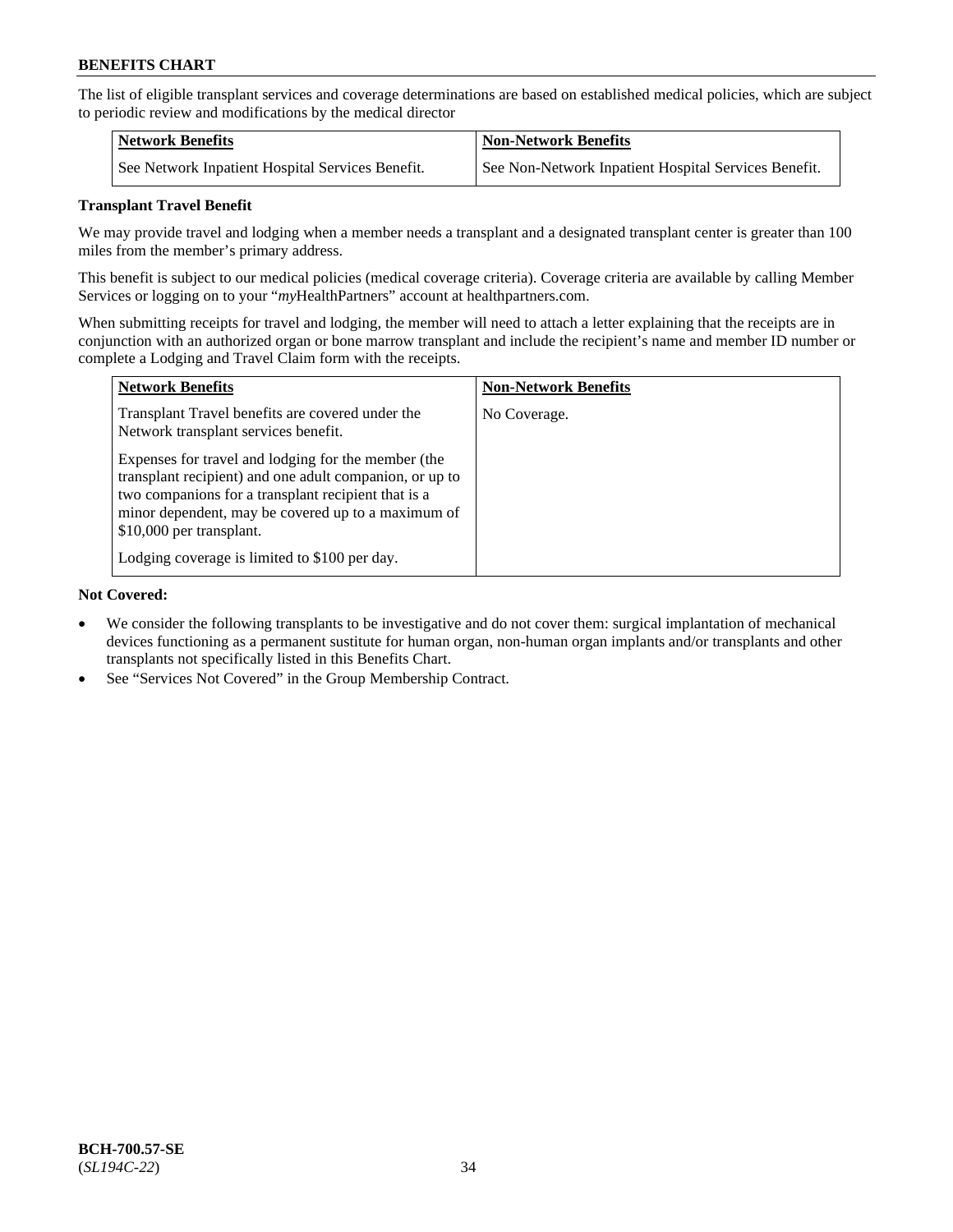The list of eligible transplant services and coverage determinations are based on established medical policies, which are subject to periodic review and modifications by the medical director

| Network Benefits | Non-Network Benefits |
| --- | --- |
| See Network Inpatient Hospital Services Benefit. | See Non-Network Inpatient Hospital Services Benefit. |

**Transplant Travel Benefit**

We may provide travel and lodging when a member needs a transplant and a designated transplant center is greater than 100 miles from the member's primary address.

This benefit is subject to our medical policies (medical coverage criteria). Coverage criteria are available by calling Member Services or logging on to your "*my*HealthPartners" account at healthpartners.com.

When submitting receipts for travel and lodging, the member will need to attach a letter explaining that the receipts are in conjunction with an authorized organ or bone marrow transplant and include the recipient's name and member ID number or complete a Lodging and Travel Claim form with the receipts.

| Network Benefits | Non-Network Benefits |
| --- | --- |
| Transplant Travel benefits are covered under the Network transplant services benefit.<br><br>Expenses for travel and lodging for the member (the transplant recipient) and one adult companion, or up to two companions for a transplant recipient that is a minor dependent, may be covered up to a maximum of $10,000 per transplant.<br><br>Lodging coverage is limited to $100 per day. | No Coverage. |

**Not Covered:**

- We consider the following transplants to be investigative and do not cover them: surgical implantation of mechanical devices functioning as a permanent sustitute for human organ, non-human organ implants and/or transplants and other transplants not specifically listed in this Benefits Chart.
- See "Services Not Covered" in the Group Membership Contract.